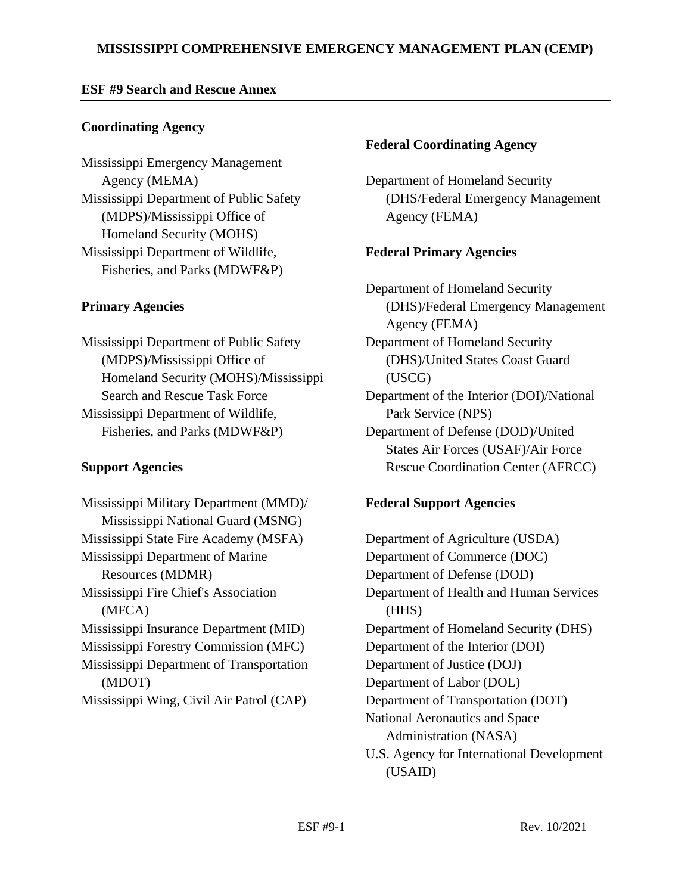# MISSISSIPPI COMPREHENSIVE EMERGENCY MANAGEMENT PLAN (CEMP)

## ESF #9 Search and Rescue Annex

### Coordinating Agency

Mississippi Emergency Management Agency (MEMA)
Mississippi Department of Public Safety (MDPS)/Mississippi Office of Homeland Security (MOHS)
Mississippi Department of Wildlife, Fisheries, and Parks (MDWF&P)

### Primary Agencies

Mississippi Department of Public Safety (MDPS)/Mississippi Office of Homeland Security (MOHS)/Mississippi Search and Rescue Task Force
Mississippi Department of Wildlife, Fisheries, and Parks (MDWF&P)

### Support Agencies

Mississippi Military Department (MMD)/ Mississippi National Guard (MSNG)
Mississippi State Fire Academy (MSFA)
Mississippi Department of Marine Resources (MDMR)
Mississippi Fire Chief's Association (MFCA)
Mississippi Insurance Department (MID)
Mississippi Forestry Commission (MFC)
Mississippi Department of Transportation (MDOT)
Mississippi Wing, Civil Air Patrol (CAP)

### Federal Coordinating Agency

Department of Homeland Security (DHS/Federal Emergency Management Agency (FEMA)

### Federal Primary Agencies

Department of Homeland Security (DHS)/Federal Emergency Management Agency (FEMA)
Department of Homeland Security (DHS)/United States Coast Guard (USCG)
Department of the Interior (DOI)/National Park Service (NPS)
Department of Defense (DOD)/United States Air Forces (USAF)/Air Force Rescue Coordination Center (AFRCC)

### Federal Support Agencies

Department of Agriculture (USDA)
Department of Commerce (DOC)
Department of Defense (DOD)
Department of Health and Human Services (HHS)
Department of Homeland Security (DHS)
Department of the Interior (DOI)
Department of Justice (DOJ)
Department of Labor (DOL)
Department of Transportation (DOT)
National Aeronautics and Space Administration (NASA)
U.S. Agency for International Development (USAID)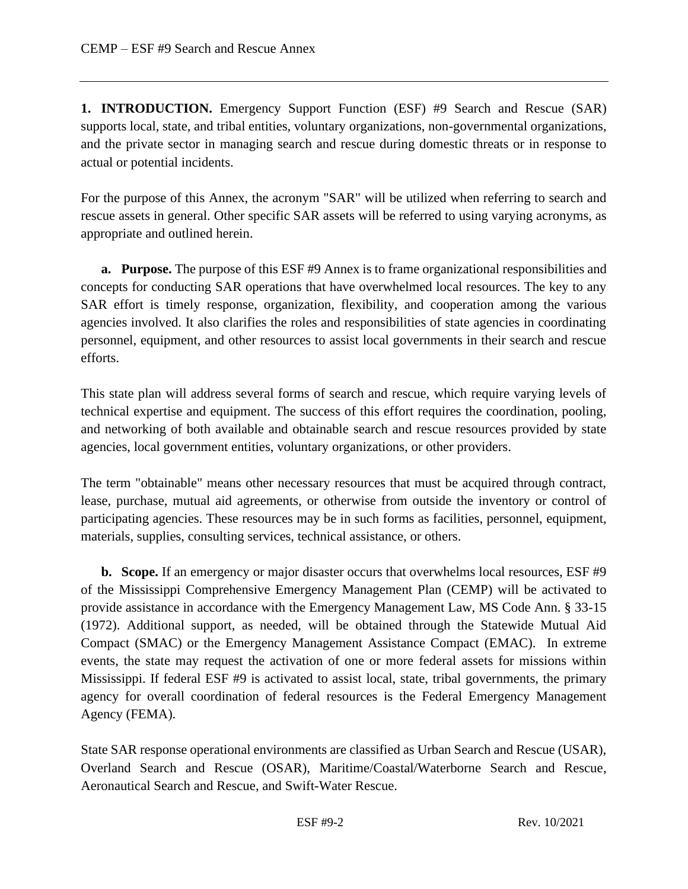**1. INTRODUCTION.** Emergency Support Function (ESF) #9 Search and Rescue (SAR) supports local, state, and tribal entities, voluntary organizations, non-governmental organizations, and the private sector in managing search and rescue during domestic threats or in response to actual or potential incidents.

For the purpose of this Annex, the acronym "SAR" will be utilized when referring to search and rescue assets in general. Other specific SAR assets will be referred to using varying acronyms, as appropriate and outlined herein.

**a. Purpose.** The purpose of this ESF #9 Annex is to frame organizational responsibilities and concepts for conducting SAR operations that have overwhelmed local resources. The key to any SAR effort is timely response, organization, flexibility, and cooperation among the various agencies involved. It also clarifies the roles and responsibilities of state agencies in coordinating personnel, equipment, and other resources to assist local governments in their search and rescue efforts.

This state plan will address several forms of search and rescue, which require varying levels of technical expertise and equipment. The success of this effort requires the coordination, pooling, and networking of both available and obtainable search and rescue resources provided by state agencies, local government entities, voluntary organizations, or other providers.

The term "obtainable" means other necessary resources that must be acquired through contract, lease, purchase, mutual aid agreements, or otherwise from outside the inventory or control of participating agencies. These resources may be in such forms as facilities, personnel, equipment, materials, supplies, consulting services, technical assistance, or others.

**b. Scope.** If an emergency or major disaster occurs that overwhelms local resources, ESF #9 of the Mississippi Comprehensive Emergency Management Plan (CEMP) will be activated to provide assistance in accordance with the Emergency Management Law, MS Code Ann. § 33-15 (1972). Additional support, as needed, will be obtained through the Statewide Mutual Aid Compact (SMAC) or the Emergency Management Assistance Compact (EMAC). In extreme events, the state may request the activation of one or more federal assets for missions within Mississippi. If federal ESF #9 is activated to assist local, state, tribal governments, the primary agency for overall coordination of federal resources is the Federal Emergency Management Agency (FEMA).

State SAR response operational environments are classified as Urban Search and Rescue (USAR), Overland Search and Rescue (OSAR), Maritime/Coastal/Waterborne Search and Rescue, Aeronautical Search and Rescue, and Swift-Water Rescue.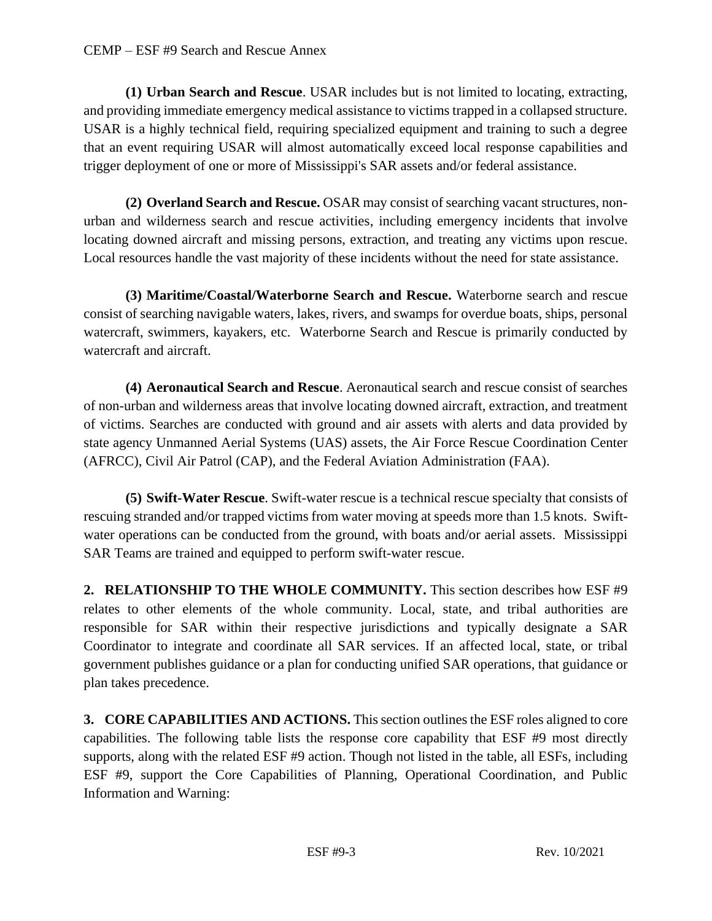**(1) Urban Search and Rescue**. USAR includes but is not limited to locating, extracting, and providing immediate emergency medical assistance to victims trapped in a collapsed structure. USAR is a highly technical field, requiring specialized equipment and training to such a degree that an event requiring USAR will almost automatically exceed local response capabilities and trigger deployment of one or more of Mississippi's SAR assets and/or federal assistance.

**(2) Overland Search and Rescue.** OSAR may consist of searching vacant structures, non-urban and wilderness search and rescue activities, including emergency incidents that involve locating downed aircraft and missing persons, extraction, and treating any victims upon rescue. Local resources handle the vast majority of these incidents without the need for state assistance.

**(3) Maritime/Coastal/Waterborne Search and Rescue.** Waterborne search and rescue consist of searching navigable waters, lakes, rivers, and swamps for overdue boats, ships, personal watercraft, swimmers, kayakers, etc. Waterborne Search and Rescue is primarily conducted by watercraft and aircraft.

**(4) Aeronautical Search and Rescue**. Aeronautical search and rescue consist of searches of non-urban and wilderness areas that involve locating downed aircraft, extraction, and treatment of victims. Searches are conducted with ground and air assets with alerts and data provided by state agency Unmanned Aerial Systems (UAS) assets, the Air Force Rescue Coordination Center (AFRCC), Civil Air Patrol (CAP), and the Federal Aviation Administration (FAA).

**(5) Swift-Water Rescue**. Swift-water rescue is a technical rescue specialty that consists of rescuing stranded and/or trapped victims from water moving at speeds more than 1.5 knots. Swift-water operations can be conducted from the ground, with boats and/or aerial assets. Mississippi SAR Teams are trained and equipped to perform swift-water rescue.

**2. RELATIONSHIP TO THE WHOLE COMMUNITY.** This section describes how ESF #9 relates to other elements of the whole community. Local, state, and tribal authorities are responsible for SAR within their respective jurisdictions and typically designate a SAR Coordinator to integrate and coordinate all SAR services. If an affected local, state, or tribal government publishes guidance or a plan for conducting unified SAR operations, that guidance or plan takes precedence.

**3. CORE CAPABILITIES AND ACTIONS.** This section outlines the ESF roles aligned to core capabilities. The following table lists the response core capability that ESF #9 most directly supports, along with the related ESF #9 action. Though not listed in the table, all ESFs, including ESF #9, support the Core Capabilities of Planning, Operational Coordination, and Public Information and Warning: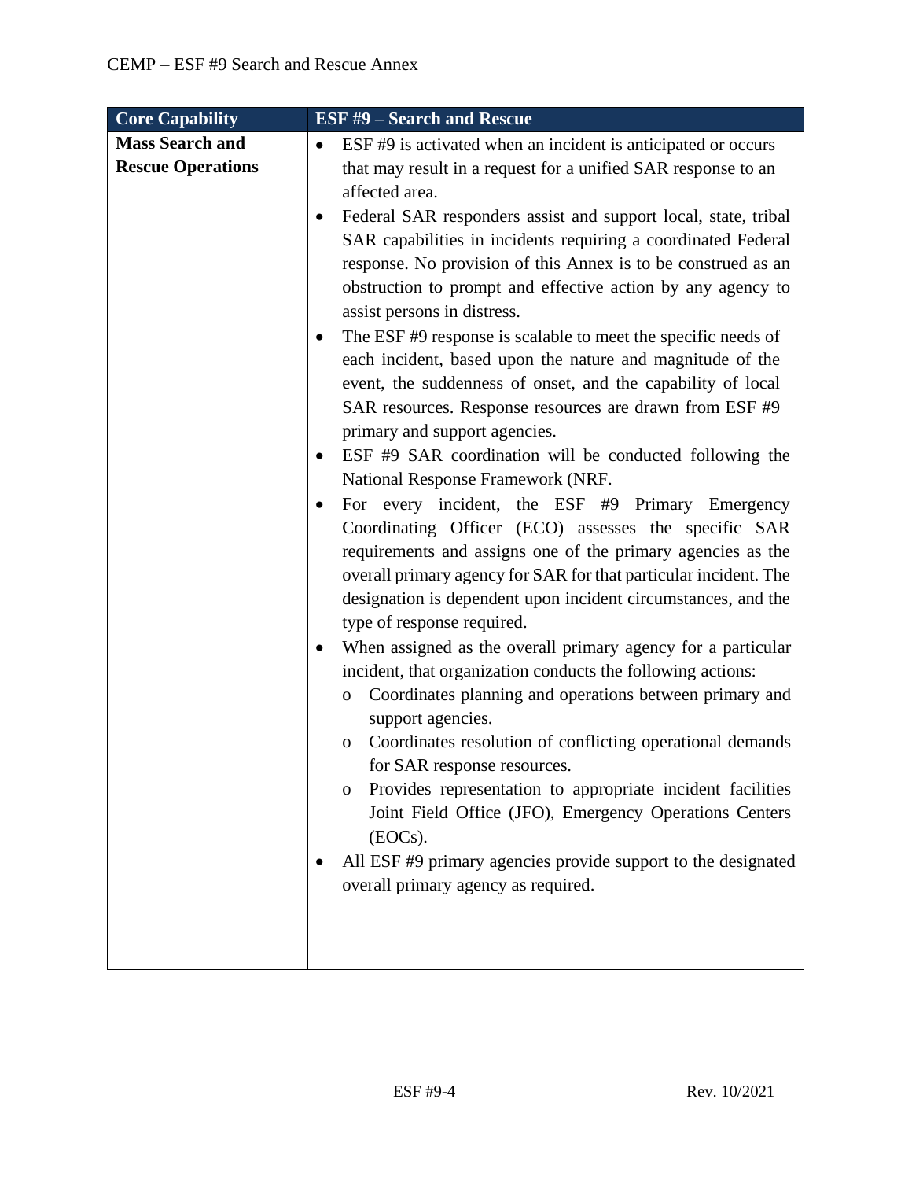| Core Capability | ESF #9 – Search and Rescue |
|---|---|
| **Mass Search and Rescue Operations** | • ESF #9 is activated when an incident is anticipated or occurs that may result in a request for a unified SAR response to an affected area.<br>• Federal SAR responders assist and support local, state, tribal SAR capabilities in incidents requiring a coordinated Federal response. No provision of this Annex is to be construed as an obstruction to prompt and effective action by any agency to assist persons in distress.<br>• The ESF #9 response is scalable to meet the specific needs of each incident, based upon the nature and magnitude of the event, the suddenness of onset, and the capability of local SAR resources. Response resources are drawn from ESF #9 primary and support agencies.<br>• ESF #9 SAR coordination will be conducted following the National Response Framework (NRF.<br>• For every incident, the ESF #9 Primary Emergency Coordinating Officer (ECO) assesses the specific SAR requirements and assigns one of the primary agencies as the overall primary agency for SAR for that particular incident. The designation is dependent upon incident circumstances, and the type of response required.<br>• When assigned as the overall primary agency for a particular incident, that organization conducts the following actions:<br>&nbsp;&nbsp;&nbsp;&nbsp;o Coordinates planning and operations between primary and support agencies.<br>&nbsp;&nbsp;&nbsp;&nbsp;o Coordinates resolution of conflicting operational demands for SAR response resources.<br>&nbsp;&nbsp;&nbsp;&nbsp;o Provides representation to appropriate incident facilities Joint Field Office (JFO), Emergency Operations Centers (EOCs).<br>• All ESF #9 primary agencies provide support to the designated overall primary agency as required. |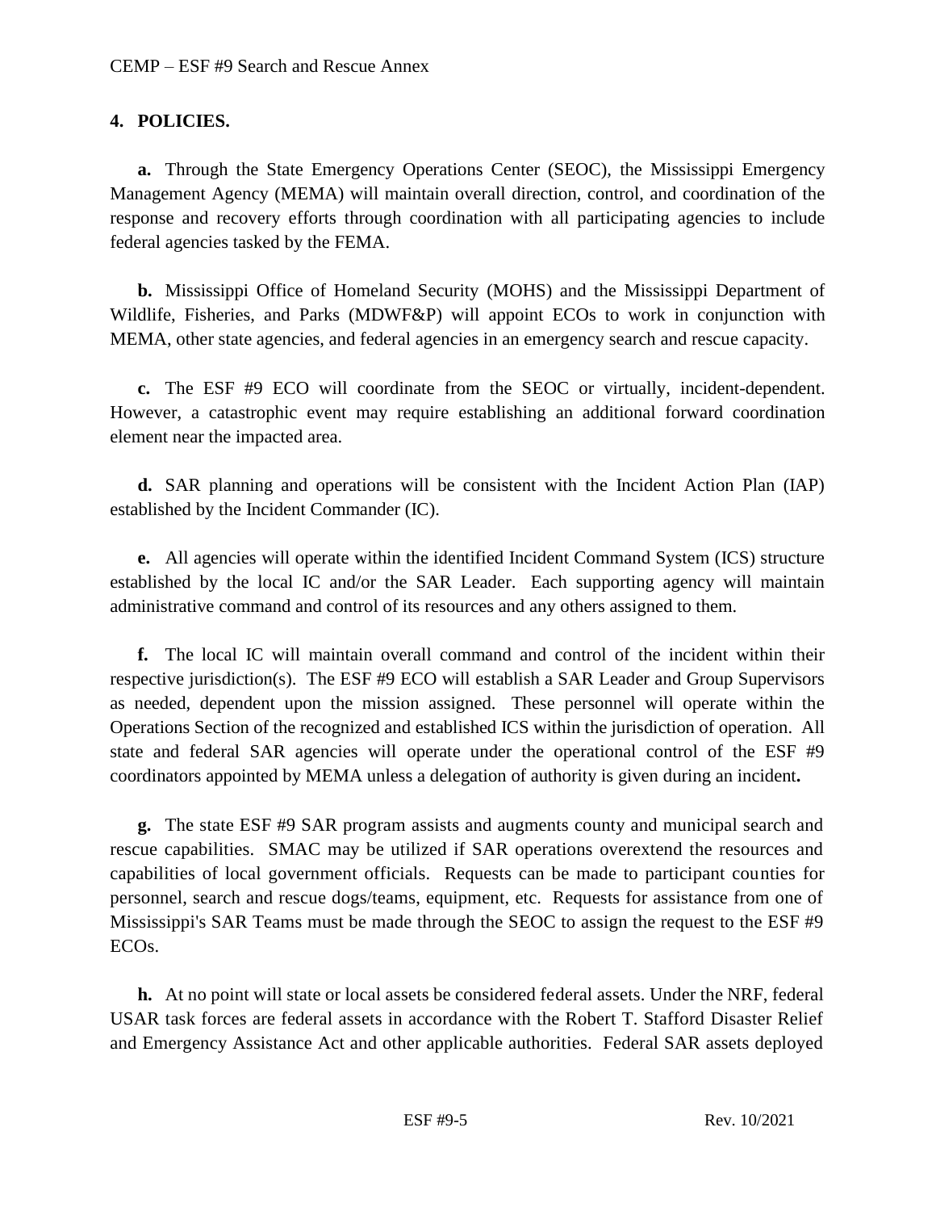## 4. POLICIES.

**a.** Through the State Emergency Operations Center (SEOC), the Mississippi Emergency Management Agency (MEMA) will maintain overall direction, control, and coordination of the response and recovery efforts through coordination with all participating agencies to include federal agencies tasked by the FEMA.

**b.** Mississippi Office of Homeland Security (MOHS) and the Mississippi Department of Wildlife, Fisheries, and Parks (MDWF&P) will appoint ECOs to work in conjunction with MEMA, other state agencies, and federal agencies in an emergency search and rescue capacity.

**c.** The ESF #9 ECO will coordinate from the SEOC or virtually, incident-dependent. However, a catastrophic event may require establishing an additional forward coordination element near the impacted area.

**d.** SAR planning and operations will be consistent with the Incident Action Plan (IAP) established by the Incident Commander (IC).

**e.** All agencies will operate within the identified Incident Command System (ICS) structure established by the local IC and/or the SAR Leader. Each supporting agency will maintain administrative command and control of its resources and any others assigned to them.

**f.** The local IC will maintain overall command and control of the incident within their respective jurisdiction(s). The ESF #9 ECO will establish a SAR Leader and Group Supervisors as needed, dependent upon the mission assigned. These personnel will operate within the Operations Section of the recognized and established ICS within the jurisdiction of operation. All state and federal SAR agencies will operate under the operational control of the ESF #9 coordinators appointed by MEMA unless a delegation of authority is given during an incident**.**

**g.** The state ESF #9 SAR program assists and augments county and municipal search and rescue capabilities. SMAC may be utilized if SAR operations overextend the resources and capabilities of local government officials. Requests can be made to participant counties for personnel, search and rescue dogs/teams, equipment, etc. Requests for assistance from one of Mississippi's SAR Teams must be made through the SEOC to assign the request to the ESF #9 ECOs.

**h.** At no point will state or local assets be considered federal assets. Under the NRF, federal USAR task forces are federal assets in accordance with the Robert T. Stafford Disaster Relief and Emergency Assistance Act and other applicable authorities. Federal SAR assets deployed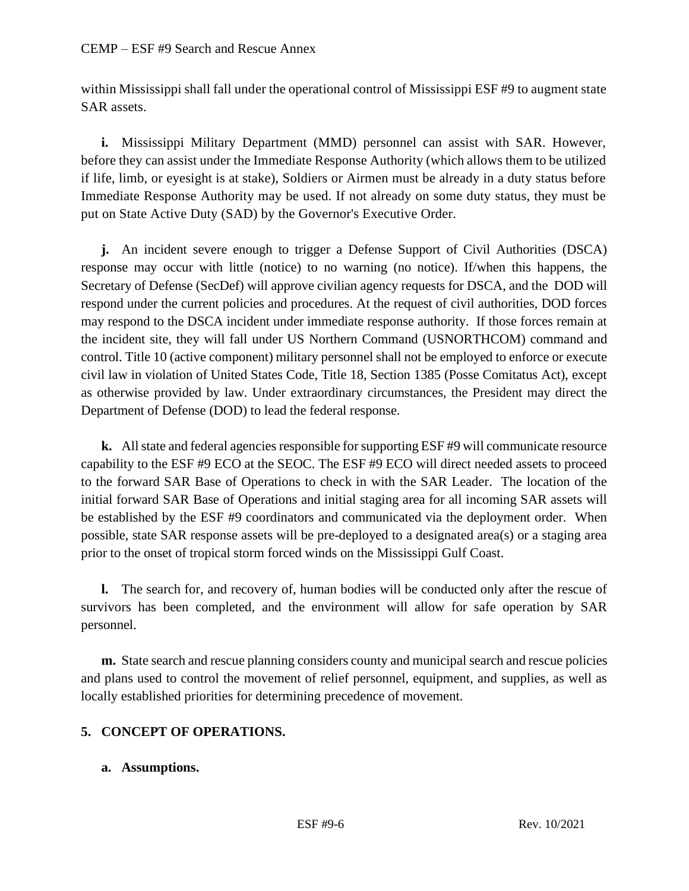within Mississippi shall fall under the operational control of Mississippi ESF #9 to augment state SAR assets.

**i.** Mississippi Military Department (MMD) personnel can assist with SAR. However, before they can assist under the Immediate Response Authority (which allows them to be utilized if life, limb, or eyesight is at stake), Soldiers or Airmen must be already in a duty status before Immediate Response Authority may be used. If not already on some duty status, they must be put on State Active Duty (SAD) by the Governor's Executive Order.

**j.** An incident severe enough to trigger a Defense Support of Civil Authorities (DSCA) response may occur with little (notice) to no warning (no notice). If/when this happens, the Secretary of Defense (SecDef) will approve civilian agency requests for DSCA, and the DOD will respond under the current policies and procedures. At the request of civil authorities, DOD forces may respond to the DSCA incident under immediate response authority. If those forces remain at the incident site, they will fall under US Northern Command (USNORTHCOM) command and control. Title 10 (active component) military personnel shall not be employed to enforce or execute civil law in violation of United States Code, Title 18, Section 1385 (Posse Comitatus Act), except as otherwise provided by law. Under extraordinary circumstances, the President may direct the Department of Defense (DOD) to lead the federal response.

**k.** All state and federal agencies responsible for supporting ESF #9 will communicate resource capability to the ESF #9 ECO at the SEOC. The ESF #9 ECO will direct needed assets to proceed to the forward SAR Base of Operations to check in with the SAR Leader. The location of the initial forward SAR Base of Operations and initial staging area for all incoming SAR assets will be established by the ESF #9 coordinators and communicated via the deployment order. When possible, state SAR response assets will be pre-deployed to a designated area(s) or a staging area prior to the onset of tropical storm forced winds on the Mississippi Gulf Coast.

**l.** The search for, and recovery of, human bodies will be conducted only after the rescue of survivors has been completed, and the environment will allow for safe operation by SAR personnel.

**m.** State search and rescue planning considers county and municipal search and rescue policies and plans used to control the movement of relief personnel, equipment, and supplies, as well as locally established priorities for determining precedence of movement.

## 5. CONCEPT OF OPERATIONS.

### a. Assumptions.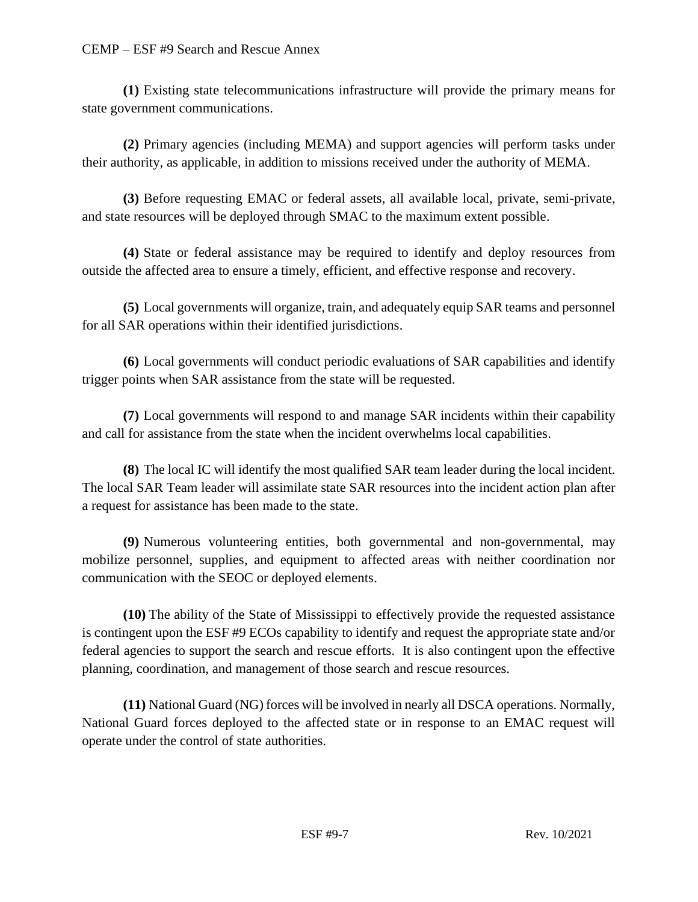**(1)** Existing state telecommunications infrastructure will provide the primary means for state government communications.

**(2)** Primary agencies (including MEMA) and support agencies will perform tasks under their authority, as applicable, in addition to missions received under the authority of MEMA.

**(3)** Before requesting EMAC or federal assets, all available local, private, semi-private, and state resources will be deployed through SMAC to the maximum extent possible.

**(4)** State or federal assistance may be required to identify and deploy resources from outside the affected area to ensure a timely, efficient, and effective response and recovery.

**(5)** Local governments will organize, train, and adequately equip SAR teams and personnel for all SAR operations within their identified jurisdictions.

**(6)** Local governments will conduct periodic evaluations of SAR capabilities and identify trigger points when SAR assistance from the state will be requested.

**(7)** Local governments will respond to and manage SAR incidents within their capability and call for assistance from the state when the incident overwhelms local capabilities.

**(8)** The local IC will identify the most qualified SAR team leader during the local incident. The local SAR Team leader will assimilate state SAR resources into the incident action plan after a request for assistance has been made to the state.

**(9)** Numerous volunteering entities, both governmental and non-governmental, may mobilize personnel, supplies, and equipment to affected areas with neither coordination nor communication with the SEOC or deployed elements.

**(10)** The ability of the State of Mississippi to effectively provide the requested assistance is contingent upon the ESF #9 ECOs capability to identify and request the appropriate state and/or federal agencies to support the search and rescue efforts. It is also contingent upon the effective planning, coordination, and management of those search and rescue resources.

**(11)** National Guard (NG) forces will be involved in nearly all DSCA operations. Normally, National Guard forces deployed to the affected state or in response to an EMAC request will operate under the control of state authorities.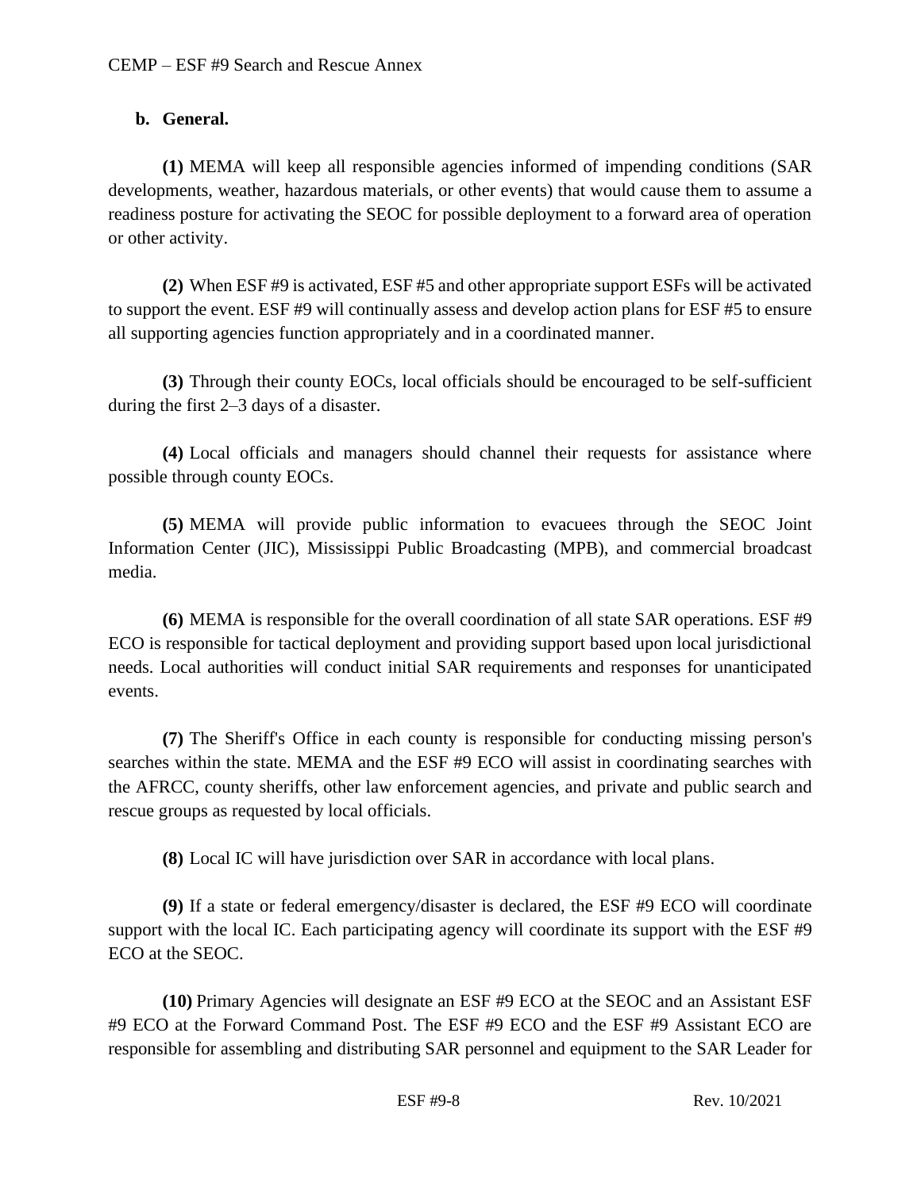**b. General.**

**(1)** MEMA will keep all responsible agencies informed of impending conditions (SAR developments, weather, hazardous materials, or other events) that would cause them to assume a readiness posture for activating the SEOC for possible deployment to a forward area of operation or other activity.

**(2)** When ESF #9 is activated, ESF #5 and other appropriate support ESFs will be activated to support the event. ESF #9 will continually assess and develop action plans for ESF #5 to ensure all supporting agencies function appropriately and in a coordinated manner.

**(3)** Through their county EOCs, local officials should be encouraged to be self-sufficient during the first 2–3 days of a disaster.

**(4)** Local officials and managers should channel their requests for assistance where possible through county EOCs.

**(5)** MEMA will provide public information to evacuees through the SEOC Joint Information Center (JIC), Mississippi Public Broadcasting (MPB), and commercial broadcast media.

**(6)** MEMA is responsible for the overall coordination of all state SAR operations. ESF #9 ECO is responsible for tactical deployment and providing support based upon local jurisdictional needs. Local authorities will conduct initial SAR requirements and responses for unanticipated events.

**(7)** The Sheriff's Office in each county is responsible for conducting missing person's searches within the state. MEMA and the ESF #9 ECO will assist in coordinating searches with the AFRCC, county sheriffs, other law enforcement agencies, and private and public search and rescue groups as requested by local officials.

**(8)** Local IC will have jurisdiction over SAR in accordance with local plans.

**(9)** If a state or federal emergency/disaster is declared, the ESF #9 ECO will coordinate support with the local IC. Each participating agency will coordinate its support with the ESF #9 ECO at the SEOC.

**(10)** Primary Agencies will designate an ESF #9 ECO at the SEOC and an Assistant ESF #9 ECO at the Forward Command Post. The ESF #9 ECO and the ESF #9 Assistant ECO are responsible for assembling and distributing SAR personnel and equipment to the SAR Leader for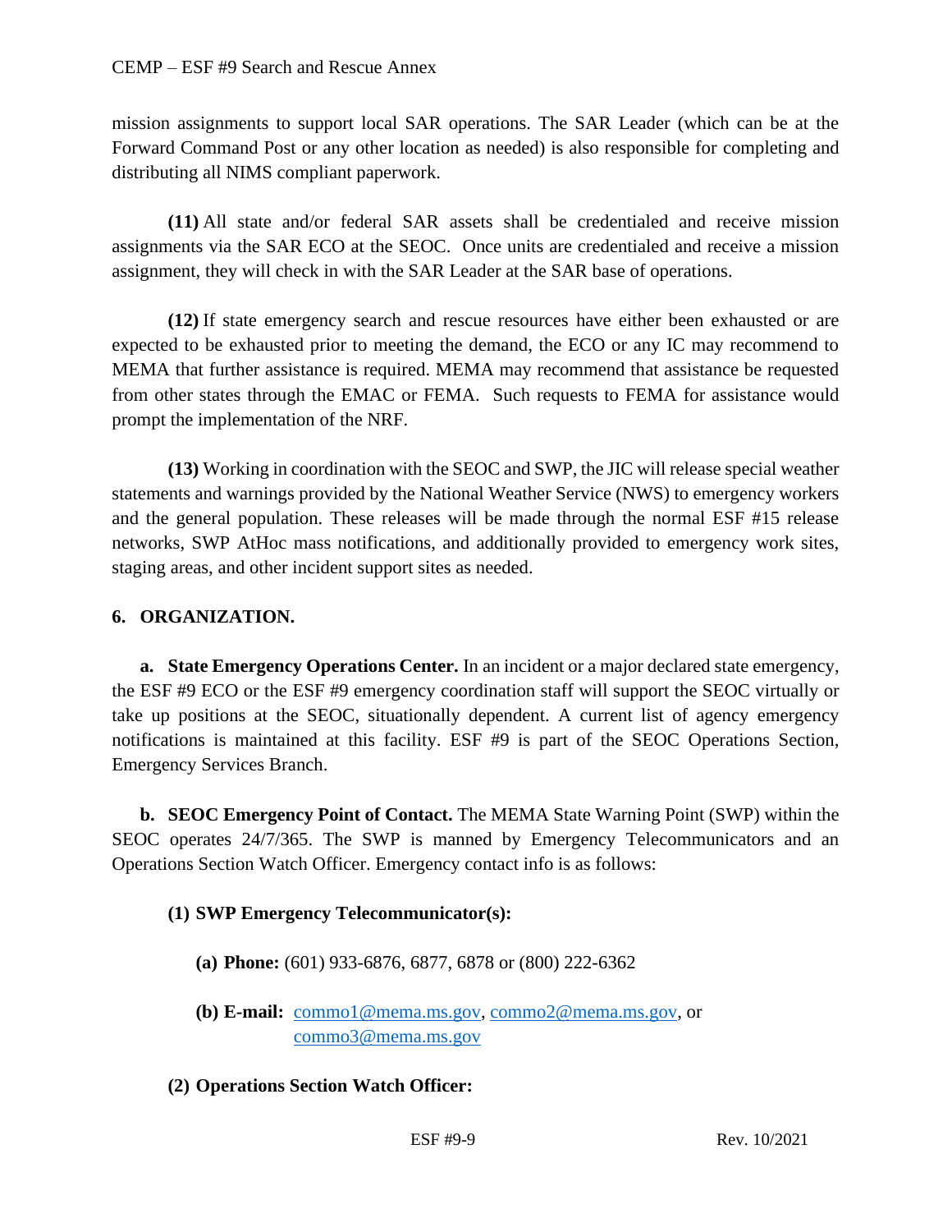mission assignments to support local SAR operations. The SAR Leader (which can be at the Forward Command Post or any other location as needed) is also responsible for completing and distributing all NIMS compliant paperwork.

**(11)** All state and/or federal SAR assets shall be credentialed and receive mission assignments via the SAR ECO at the SEOC. Once units are credentialed and receive a mission assignment, they will check in with the SAR Leader at the SAR base of operations.

**(12)** If state emergency search and rescue resources have either been exhausted or are expected to be exhausted prior to meeting the demand, the ECO or any IC may recommend to MEMA that further assistance is required. MEMA may recommend that assistance be requested from other states through the EMAC or FEMA. Such requests to FEMA for assistance would prompt the implementation of the NRF.

**(13)** Working in coordination with the SEOC and SWP, the JIC will release special weather statements and warnings provided by the National Weather Service (NWS) to emergency workers and the general population. These releases will be made through the normal ESF #15 release networks, SWP AtHoc mass notifications, and additionally provided to emergency work sites, staging areas, and other incident support sites as needed.

## 6. ORGANIZATION.

**a. State Emergency Operations Center.** In an incident or a major declared state emergency, the ESF #9 ECO or the ESF #9 emergency coordination staff will support the SEOC virtually or take up positions at the SEOC, situationally dependent. A current list of agency emergency notifications is maintained at this facility. ESF #9 is part of the SEOC Operations Section, Emergency Services Branch.

**b. SEOC Emergency Point of Contact.** The MEMA State Warning Point (SWP) within the SEOC operates 24/7/365. The SWP is manned by Emergency Telecommunicators and an Operations Section Watch Officer. Emergency contact info is as follows:

**(1) SWP Emergency Telecommunicator(s):**

**(a) Phone:** (601) 933-6876, 6877, 6878 or (800) 222-6362

**(b) E-mail:** commo1@mema.ms.gov, commo2@mema.ms.gov, or commo3@mema.ms.gov

**(2) Operations Section Watch Officer:**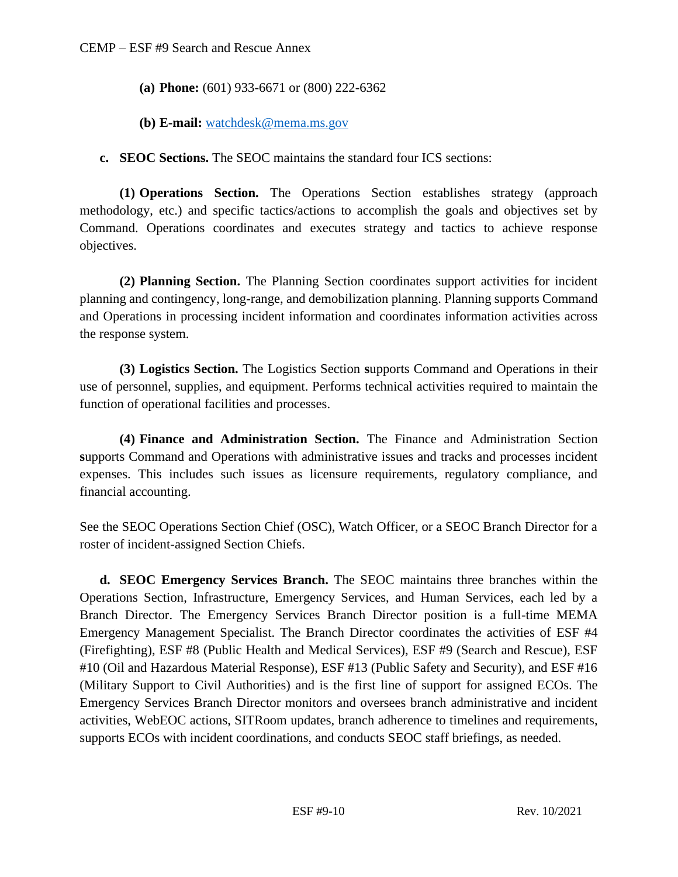**(a) Phone:** (601) 933-6671 or (800) 222-6362

**(b) E-mail:** watchdesk@mema.ms.gov

**c. SEOC Sections.** The SEOC maintains the standard four ICS sections:

**(1) Operations Section.** The Operations Section establishes strategy (approach methodology, etc.) and specific tactics/actions to accomplish the goals and objectives set by Command. Operations coordinates and executes strategy and tactics to achieve response objectives.

**(2) Planning Section.** The Planning Section coordinates support activities for incident planning and contingency, long-range, and demobilization planning. Planning supports Command and Operations in processing incident information and coordinates information activities across the response system.

**(3) Logistics Section.** The Logistics Section **s**upports Command and Operations in their use of personnel, supplies, and equipment. Performs technical activities required to maintain the function of operational facilities and processes.

**(4) Finance and Administration Section.** The Finance and Administration Section **s**upports Command and Operations with administrative issues and tracks and processes incident expenses. This includes such issues as licensure requirements, regulatory compliance, and financial accounting.

See the SEOC Operations Section Chief (OSC), Watch Officer, or a SEOC Branch Director for a roster of incident-assigned Section Chiefs.

**d. SEOC Emergency Services Branch.** The SEOC maintains three branches within the Operations Section, Infrastructure, Emergency Services, and Human Services, each led by a Branch Director. The Emergency Services Branch Director position is a full-time MEMA Emergency Management Specialist. The Branch Director coordinates the activities of ESF #4 (Firefighting), ESF #8 (Public Health and Medical Services), ESF #9 (Search and Rescue), ESF #10 (Oil and Hazardous Material Response), ESF #13 (Public Safety and Security), and ESF #16 (Military Support to Civil Authorities) and is the first line of support for assigned ECOs. The Emergency Services Branch Director monitors and oversees branch administrative and incident activities, WebEOC actions, SITRoom updates, branch adherence to timelines and requirements, supports ECOs with incident coordinations, and conducts SEOC staff briefings, as needed.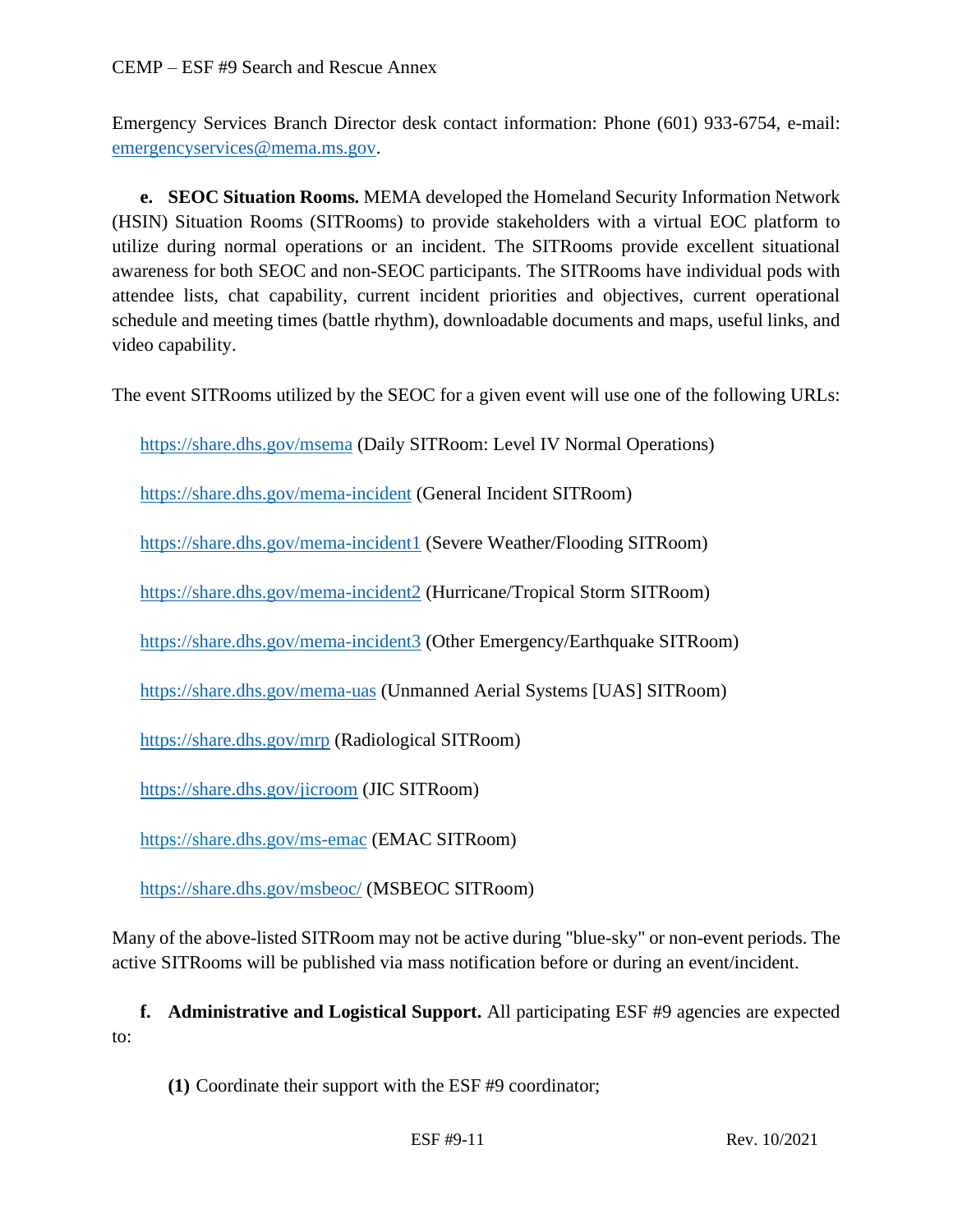Emergency Services Branch Director desk contact information: Phone (601) 933-6754, e-mail: emergencyservices@mema.ms.gov.

**e. SEOC Situation Rooms.** MEMA developed the Homeland Security Information Network (HSIN) Situation Rooms (SITRooms) to provide stakeholders with a virtual EOC platform to utilize during normal operations or an incident. The SITRooms provide excellent situational awareness for both SEOC and non-SEOC participants. The SITRooms have individual pods with attendee lists, chat capability, current incident priorities and objectives, current operational schedule and meeting times (battle rhythm), downloadable documents and maps, useful links, and video capability.

The event SITRooms utilized by the SEOC for a given event will use one of the following URLs:

https://share.dhs.gov/msema (Daily SITRoom: Level IV Normal Operations)

https://share.dhs.gov/mema-incident (General Incident SITRoom)

https://share.dhs.gov/mema-incident1 (Severe Weather/Flooding SITRoom)

https://share.dhs.gov/mema-incident2 (Hurricane/Tropical Storm SITRoom)

https://share.dhs.gov/mema-incident3 (Other Emergency/Earthquake SITRoom)

https://share.dhs.gov/mema-uas (Unmanned Aerial Systems [UAS] SITRoom)

https://share.dhs.gov/mrp (Radiological SITRoom)

https://share.dhs.gov/jicroom (JIC SITRoom)

https://share.dhs.gov/ms-emac (EMAC SITRoom)

https://share.dhs.gov/msbeoc/ (MSBEOC SITRoom)

Many of the above-listed SITRoom may not be active during "blue-sky" or non-event periods. The active SITRooms will be published via mass notification before or during an event/incident.

**f. Administrative and Logistical Support.** All participating ESF #9 agencies are expected to:

**(1)** Coordinate their support with the ESF #9 coordinator;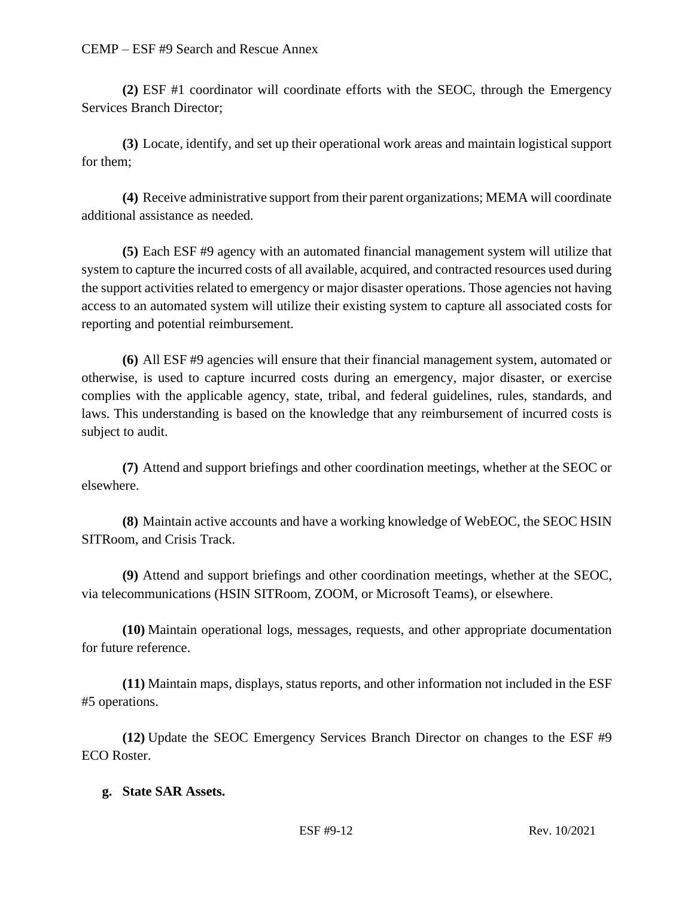**(2)** ESF #1 coordinator will coordinate efforts with the SEOC, through the Emergency Services Branch Director;

**(3)** Locate, identify, and set up their operational work areas and maintain logistical support for them;

**(4)** Receive administrative support from their parent organizations; MEMA will coordinate additional assistance as needed.

**(5)** Each ESF #9 agency with an automated financial management system will utilize that system to capture the incurred costs of all available, acquired, and contracted resources used during the support activities related to emergency or major disaster operations. Those agencies not having access to an automated system will utilize their existing system to capture all associated costs for reporting and potential reimbursement.

**(6)** All ESF #9 agencies will ensure that their financial management system, automated or otherwise, is used to capture incurred costs during an emergency, major disaster, or exercise complies with the applicable agency, state, tribal, and federal guidelines, rules, standards, and laws. This understanding is based on the knowledge that any reimbursement of incurred costs is subject to audit.

**(7)** Attend and support briefings and other coordination meetings, whether at the SEOC or elsewhere.

**(8)** Maintain active accounts and have a working knowledge of WebEOC, the SEOC HSIN SITRoom, and Crisis Track.

**(9)** Attend and support briefings and other coordination meetings, whether at the SEOC, via telecommunications (HSIN SITRoom, ZOOM, or Microsoft Teams), or elsewhere.

**(10)** Maintain operational logs, messages, requests, and other appropriate documentation for future reference.

**(11)** Maintain maps, displays, status reports, and other information not included in the ESF #5 operations.

**(12)** Update the SEOC Emergency Services Branch Director on changes to the ESF #9 ECO Roster.

**g. State SAR Assets.**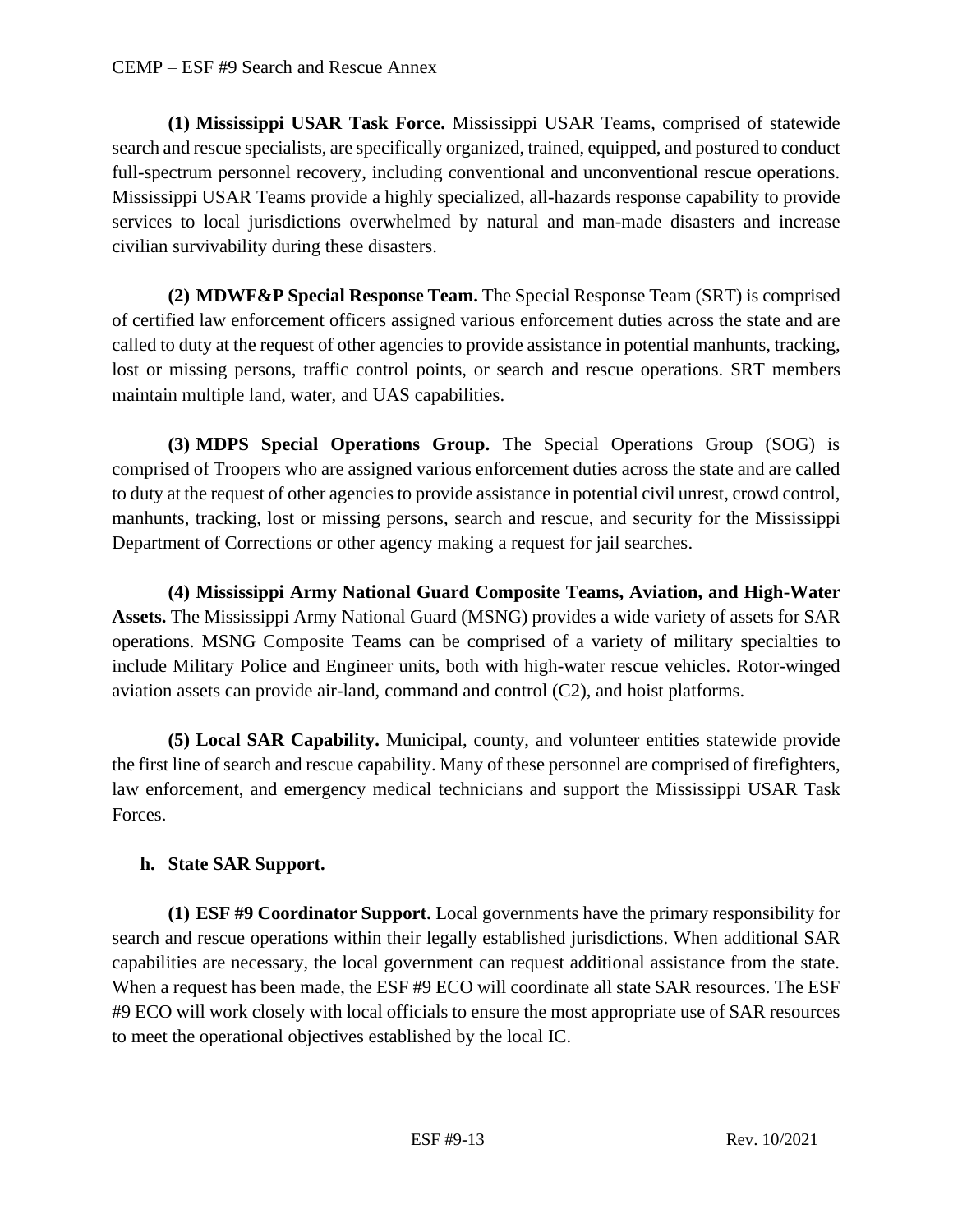**(1) Mississippi USAR Task Force.** Mississippi USAR Teams, comprised of statewide search and rescue specialists, are specifically organized, trained, equipped, and postured to conduct full-spectrum personnel recovery, including conventional and unconventional rescue operations. Mississippi USAR Teams provide a highly specialized, all-hazards response capability to provide services to local jurisdictions overwhelmed by natural and man-made disasters and increase civilian survivability during these disasters.

**(2) MDWF&P Special Response Team.** The Special Response Team (SRT) is comprised of certified law enforcement officers assigned various enforcement duties across the state and are called to duty at the request of other agencies to provide assistance in potential manhunts, tracking, lost or missing persons, traffic control points, or search and rescue operations. SRT members maintain multiple land, water, and UAS capabilities.

**(3) MDPS Special Operations Group.** The Special Operations Group (SOG) is comprised of Troopers who are assigned various enforcement duties across the state and are called to duty at the request of other agencies to provide assistance in potential civil unrest, crowd control, manhunts, tracking, lost or missing persons, search and rescue, and security for the Mississippi Department of Corrections or other agency making a request for jail searches.

**(4) Mississippi Army National Guard Composite Teams, Aviation, and High-Water Assets.** The Mississippi Army National Guard (MSNG) provides a wide variety of assets for SAR operations. MSNG Composite Teams can be comprised of a variety of military specialties to include Military Police and Engineer units, both with high-water rescue vehicles. Rotor-winged aviation assets can provide air-land, command and control (C2), and hoist platforms.

**(5) Local SAR Capability.** Municipal, county, and volunteer entities statewide provide the first line of search and rescue capability. Many of these personnel are comprised of firefighters, law enforcement, and emergency medical technicians and support the Mississippi USAR Task Forces.

**h. State SAR Support.**

**(1) ESF #9 Coordinator Support.** Local governments have the primary responsibility for search and rescue operations within their legally established jurisdictions. When additional SAR capabilities are necessary, the local government can request additional assistance from the state. When a request has been made, the ESF #9 ECO will coordinate all state SAR resources. The ESF #9 ECO will work closely with local officials to ensure the most appropriate use of SAR resources to meet the operational objectives established by the local IC.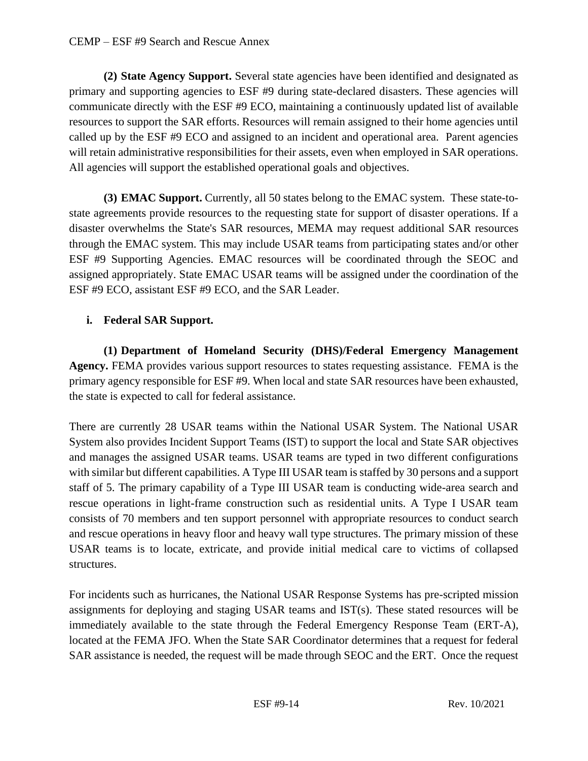**(2) State Agency Support.** Several state agencies have been identified and designated as primary and supporting agencies to ESF #9 during state-declared disasters. These agencies will communicate directly with the ESF #9 ECO, maintaining a continuously updated list of available resources to support the SAR efforts. Resources will remain assigned to their home agencies until called up by the ESF #9 ECO and assigned to an incident and operational area. Parent agencies will retain administrative responsibilities for their assets, even when employed in SAR operations. All agencies will support the established operational goals and objectives.

**(3) EMAC Support.** Currently, all 50 states belong to the EMAC system. These state-to-state agreements provide resources to the requesting state for support of disaster operations. If a disaster overwhelms the State's SAR resources, MEMA may request additional SAR resources through the EMAC system. This may include USAR teams from participating states and/or other ESF #9 Supporting Agencies. EMAC resources will be coordinated through the SEOC and assigned appropriately. State EMAC USAR teams will be assigned under the coordination of the ESF #9 ECO, assistant ESF #9 ECO, and the SAR Leader.

**i. Federal SAR Support.**

**(1) Department of Homeland Security (DHS)/Federal Emergency Management Agency.** FEMA provides various support resources to states requesting assistance. FEMA is the primary agency responsible for ESF #9. When local and state SAR resources have been exhausted, the state is expected to call for federal assistance.

There are currently 28 USAR teams within the National USAR System. The National USAR System also provides Incident Support Teams (IST) to support the local and State SAR objectives and manages the assigned USAR teams. USAR teams are typed in two different configurations with similar but different capabilities. A Type III USAR team is staffed by 30 persons and a support staff of 5. The primary capability of a Type III USAR team is conducting wide-area search and rescue operations in light-frame construction such as residential units. A Type I USAR team consists of 70 members and ten support personnel with appropriate resources to conduct search and rescue operations in heavy floor and heavy wall type structures. The primary mission of these USAR teams is to locate, extricate, and provide initial medical care to victims of collapsed structures.

For incidents such as hurricanes, the National USAR Response Systems has pre-scripted mission assignments for deploying and staging USAR teams and IST(s). These stated resources will be immediately available to the state through the Federal Emergency Response Team (ERT-A), located at the FEMA JFO. When the State SAR Coordinator determines that a request for federal SAR assistance is needed, the request will be made through SEOC and the ERT. Once the request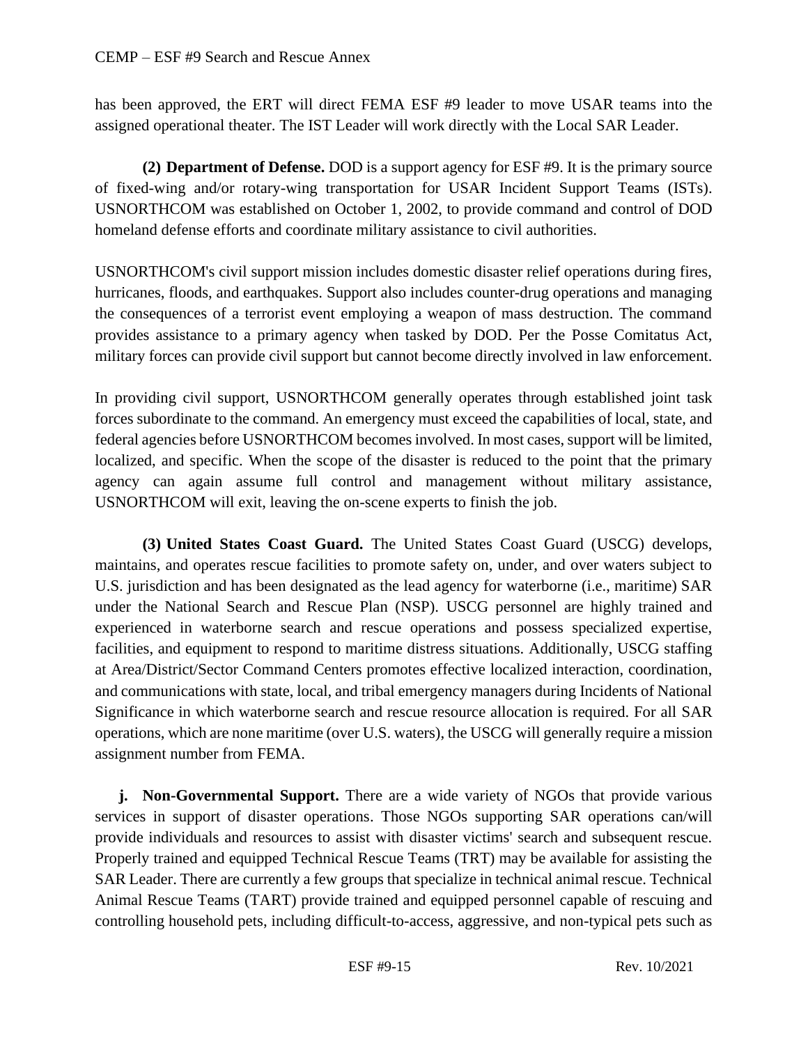has been approved, the ERT will direct FEMA ESF #9 leader to move USAR teams into the assigned operational theater. The IST Leader will work directly with the Local SAR Leader.

**(2) Department of Defense.** DOD is a support agency for ESF #9. It is the primary source of fixed-wing and/or rotary-wing transportation for USAR Incident Support Teams (ISTs). USNORTHCOM was established on October 1, 2002, to provide command and control of DOD homeland defense efforts and coordinate military assistance to civil authorities.

USNORTHCOM's civil support mission includes domestic disaster relief operations during fires, hurricanes, floods, and earthquakes. Support also includes counter-drug operations and managing the consequences of a terrorist event employing a weapon of mass destruction. The command provides assistance to a primary agency when tasked by DOD. Per the Posse Comitatus Act, military forces can provide civil support but cannot become directly involved in law enforcement.

In providing civil support, USNORTHCOM generally operates through established joint task forces subordinate to the command. An emergency must exceed the capabilities of local, state, and federal agencies before USNORTHCOM becomes involved. In most cases, support will be limited, localized, and specific. When the scope of the disaster is reduced to the point that the primary agency can again assume full control and management without military assistance, USNORTHCOM will exit, leaving the on-scene experts to finish the job.

**(3) United States Coast Guard.** The United States Coast Guard (USCG) develops, maintains, and operates rescue facilities to promote safety on, under, and over waters subject to U.S. jurisdiction and has been designated as the lead agency for waterborne (i.e., maritime) SAR under the National Search and Rescue Plan (NSP). USCG personnel are highly trained and experienced in waterborne search and rescue operations and possess specialized expertise, facilities, and equipment to respond to maritime distress situations. Additionally, USCG staffing at Area/District/Sector Command Centers promotes effective localized interaction, coordination, and communications with state, local, and tribal emergency managers during Incidents of National Significance in which waterborne search and rescue resource allocation is required. For all SAR operations, which are none maritime (over U.S. waters), the USCG will generally require a mission assignment number from FEMA.

**j. Non-Governmental Support.** There are a wide variety of NGOs that provide various services in support of disaster operations. Those NGOs supporting SAR operations can/will provide individuals and resources to assist with disaster victims' search and subsequent rescue. Properly trained and equipped Technical Rescue Teams (TRT) may be available for assisting the SAR Leader. There are currently a few groups that specialize in technical animal rescue. Technical Animal Rescue Teams (TART) provide trained and equipped personnel capable of rescuing and controlling household pets, including difficult-to-access, aggressive, and non-typical pets such as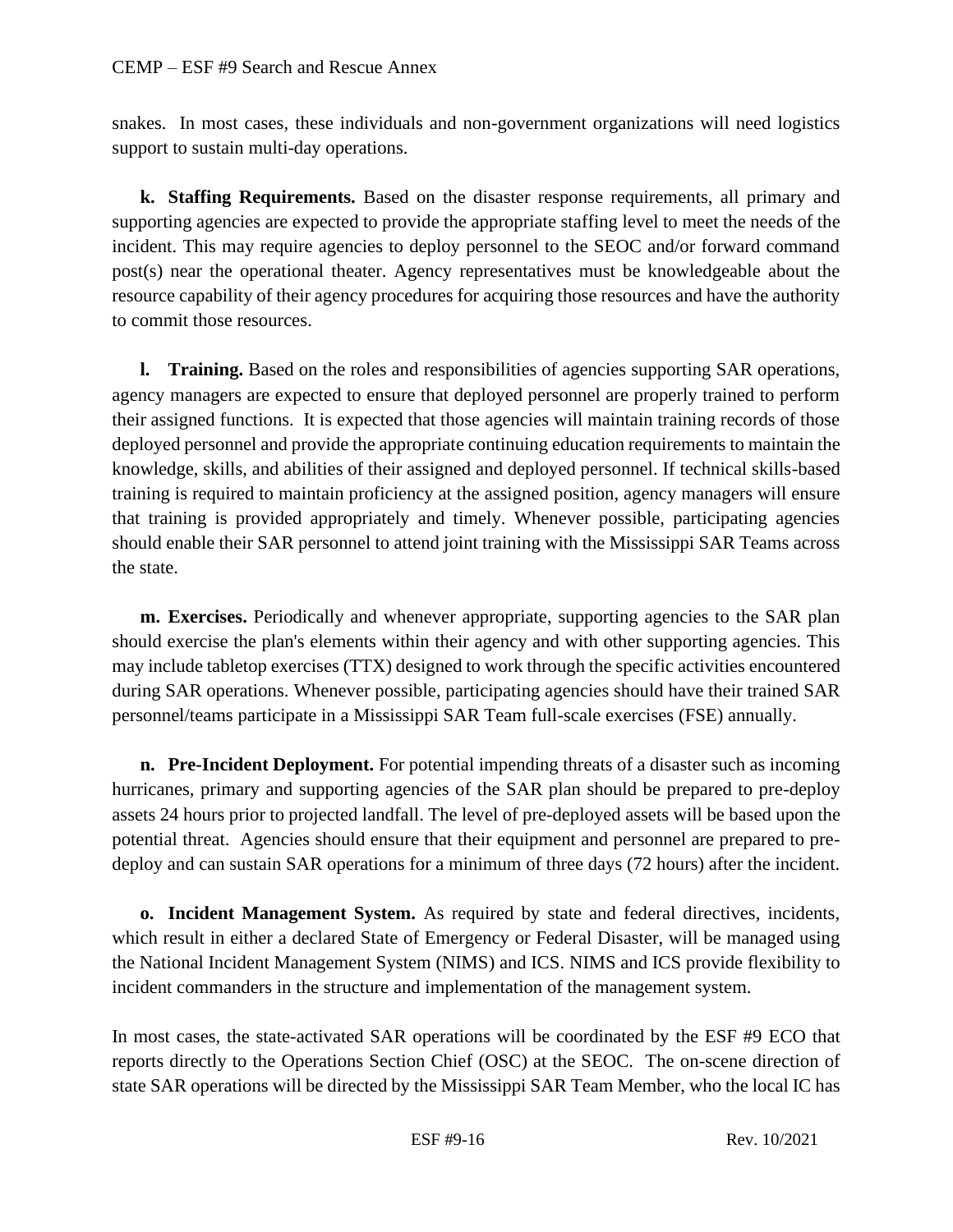snakes. In most cases, these individuals and non-government organizations will need logistics support to sustain multi-day operations.

**k. Staffing Requirements.** Based on the disaster response requirements, all primary and supporting agencies are expected to provide the appropriate staffing level to meet the needs of the incident. This may require agencies to deploy personnel to the SEOC and/or forward command post(s) near the operational theater. Agency representatives must be knowledgeable about the resource capability of their agency procedures for acquiring those resources and have the authority to commit those resources.

**l. Training.** Based on the roles and responsibilities of agencies supporting SAR operations, agency managers are expected to ensure that deployed personnel are properly trained to perform their assigned functions. It is expected that those agencies will maintain training records of those deployed personnel and provide the appropriate continuing education requirements to maintain the knowledge, skills, and abilities of their assigned and deployed personnel. If technical skills-based training is required to maintain proficiency at the assigned position, agency managers will ensure that training is provided appropriately and timely. Whenever possible, participating agencies should enable their SAR personnel to attend joint training with the Mississippi SAR Teams across the state.

**m. Exercises.** Periodically and whenever appropriate, supporting agencies to the SAR plan should exercise the plan's elements within their agency and with other supporting agencies. This may include tabletop exercises (TTX) designed to work through the specific activities encountered during SAR operations. Whenever possible, participating agencies should have their trained SAR personnel/teams participate in a Mississippi SAR Team full-scale exercises (FSE) annually.

**n. Pre-Incident Deployment.** For potential impending threats of a disaster such as incoming hurricanes, primary and supporting agencies of the SAR plan should be prepared to pre-deploy assets 24 hours prior to projected landfall. The level of pre-deployed assets will be based upon the potential threat. Agencies should ensure that their equipment and personnel are prepared to pre-deploy and can sustain SAR operations for a minimum of three days (72 hours) after the incident.

**o. Incident Management System.** As required by state and federal directives, incidents, which result in either a declared State of Emergency or Federal Disaster, will be managed using the National Incident Management System (NIMS) and ICS. NIMS and ICS provide flexibility to incident commanders in the structure and implementation of the management system.

In most cases, the state-activated SAR operations will be coordinated by the ESF #9 ECO that reports directly to the Operations Section Chief (OSC) at the SEOC. The on-scene direction of state SAR operations will be directed by the Mississippi SAR Team Member, who the local IC has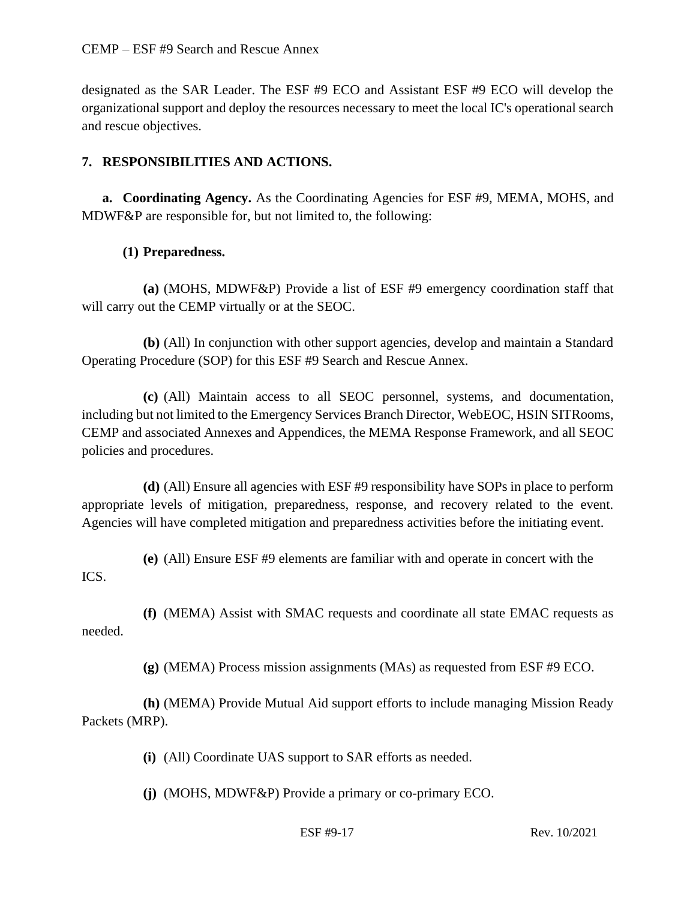designated as the SAR Leader. The ESF #9 ECO and Assistant ESF #9 ECO will develop the organizational support and deploy the resources necessary to meet the local IC's operational search and rescue objectives.

## 7. RESPONSIBILITIES AND ACTIONS.

**a. Coordinating Agency.** As the Coordinating Agencies for ESF #9, MEMA, MOHS, and MDWF&P are responsible for, but not limited to, the following:

**(1) Preparedness.**

**(a)** (MOHS, MDWF&P) Provide a list of ESF #9 emergency coordination staff that will carry out the CEMP virtually or at the SEOC.

**(b)** (All) In conjunction with other support agencies, develop and maintain a Standard Operating Procedure (SOP) for this ESF #9 Search and Rescue Annex.

**(c)** (All) Maintain access to all SEOC personnel, systems, and documentation, including but not limited to the Emergency Services Branch Director, WebEOC, HSIN SITRooms, CEMP and associated Annexes and Appendices, the MEMA Response Framework, and all SEOC policies and procedures.

**(d)** (All) Ensure all agencies with ESF #9 responsibility have SOPs in place to perform appropriate levels of mitigation, preparedness, response, and recovery related to the event. Agencies will have completed mitigation and preparedness activities before the initiating event.

**(e)** (All) Ensure ESF #9 elements are familiar with and operate in concert with the ICS.

**(f)** (MEMA) Assist with SMAC requests and coordinate all state EMAC requests as needed.

**(g)** (MEMA) Process mission assignments (MAs) as requested from ESF #9 ECO.

**(h)** (MEMA) Provide Mutual Aid support efforts to include managing Mission Ready Packets (MRP).

**(i)** (All) Coordinate UAS support to SAR efforts as needed.

**(j)** (MOHS, MDWF&P) Provide a primary or co-primary ECO.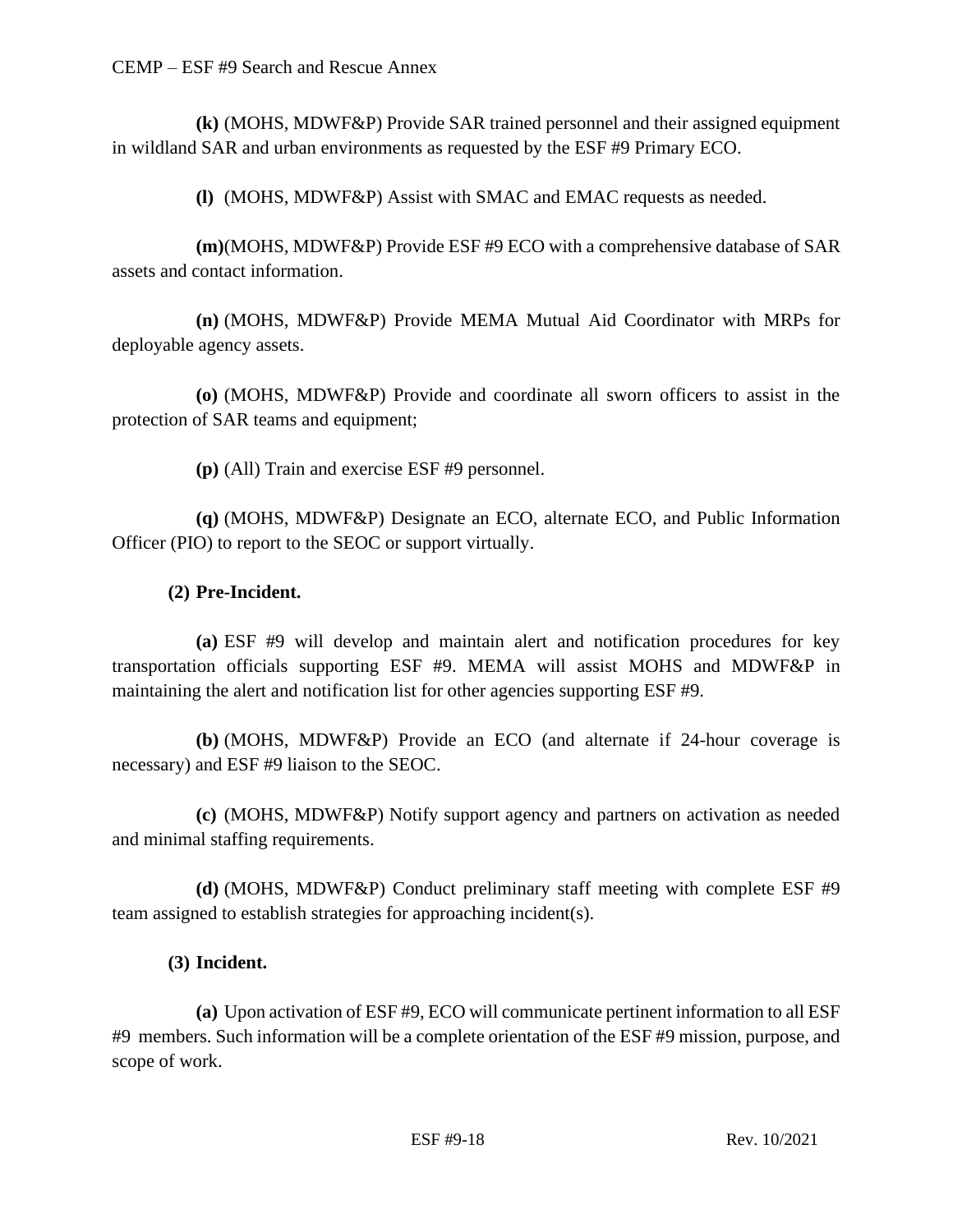**(k)** (MOHS, MDWF&P) Provide SAR trained personnel and their assigned equipment in wildland SAR and urban environments as requested by the ESF #9 Primary ECO.

**(l)** (MOHS, MDWF&P) Assist with SMAC and EMAC requests as needed.

**(m)**(MOHS, MDWF&P) Provide ESF #9 ECO with a comprehensive database of SAR assets and contact information.

**(n)** (MOHS, MDWF&P) Provide MEMA Mutual Aid Coordinator with MRPs for deployable agency assets.

**(o)** (MOHS, MDWF&P) Provide and coordinate all sworn officers to assist in the protection of SAR teams and equipment;

**(p)** (All) Train and exercise ESF #9 personnel.

**(q)** (MOHS, MDWF&P) Designate an ECO, alternate ECO, and Public Information Officer (PIO) to report to the SEOC or support virtually.

**(2) Pre-Incident.**

**(a)** ESF #9 will develop and maintain alert and notification procedures for key transportation officials supporting ESF #9. MEMA will assist MOHS and MDWF&P in maintaining the alert and notification list for other agencies supporting ESF #9.

**(b)** (MOHS, MDWF&P) Provide an ECO (and alternate if 24-hour coverage is necessary) and ESF #9 liaison to the SEOC.

**(c)** (MOHS, MDWF&P) Notify support agency and partners on activation as needed and minimal staffing requirements.

**(d)** (MOHS, MDWF&P) Conduct preliminary staff meeting with complete ESF #9 team assigned to establish strategies for approaching incident(s).

**(3) Incident.**

**(a)** Upon activation of ESF #9, ECO will communicate pertinent information to all ESF #9 members. Such information will be a complete orientation of the ESF #9 mission, purpose, and scope of work.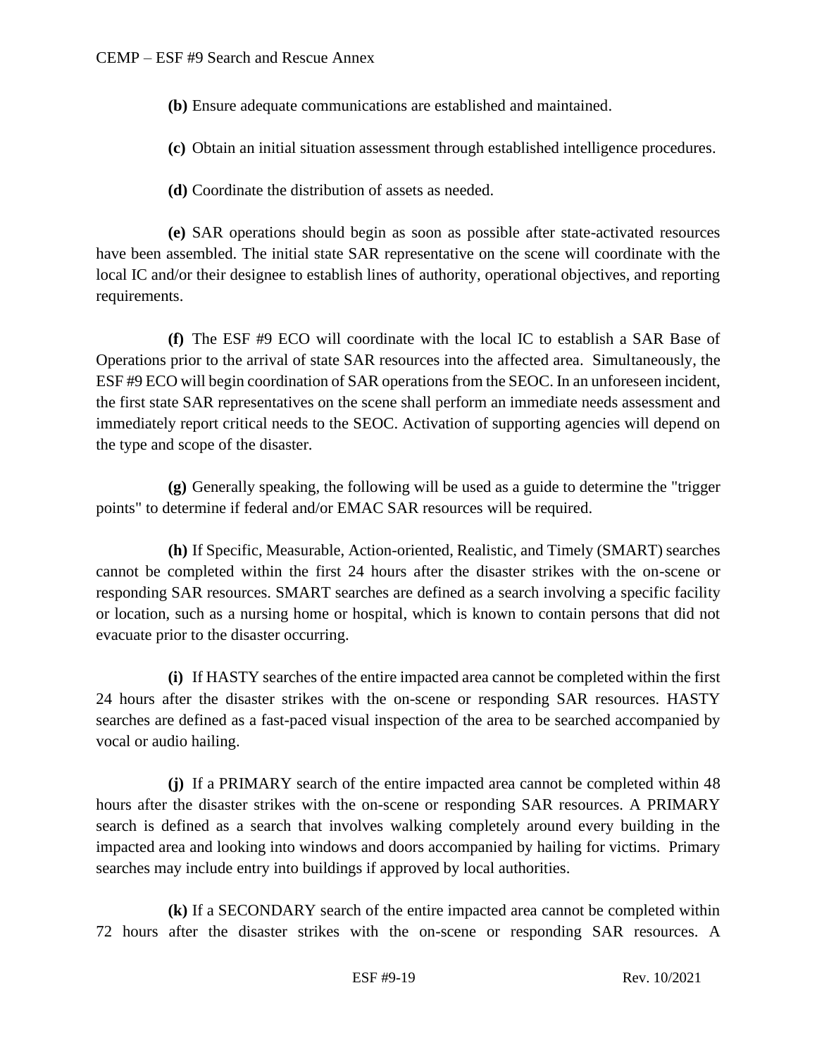**(b)** Ensure adequate communications are established and maintained.

**(c)** Obtain an initial situation assessment through established intelligence procedures.

**(d)** Coordinate the distribution of assets as needed.

**(e)** SAR operations should begin as soon as possible after state-activated resources have been assembled. The initial state SAR representative on the scene will coordinate with the local IC and/or their designee to establish lines of authority, operational objectives, and reporting requirements.

**(f)** The ESF #9 ECO will coordinate with the local IC to establish a SAR Base of Operations prior to the arrival of state SAR resources into the affected area. Simultaneously, the ESF #9 ECO will begin coordination of SAR operations from the SEOC. In an unforeseen incident, the first state SAR representatives on the scene shall perform an immediate needs assessment and immediately report critical needs to the SEOC. Activation of supporting agencies will depend on the type and scope of the disaster.

**(g)** Generally speaking, the following will be used as a guide to determine the "trigger points" to determine if federal and/or EMAC SAR resources will be required.

**(h)** If Specific, Measurable, Action-oriented, Realistic, and Timely (SMART) searches cannot be completed within the first 24 hours after the disaster strikes with the on-scene or responding SAR resources. SMART searches are defined as a search involving a specific facility or location, such as a nursing home or hospital, which is known to contain persons that did not evacuate prior to the disaster occurring.

**(i)** If HASTY searches of the entire impacted area cannot be completed within the first 24 hours after the disaster strikes with the on-scene or responding SAR resources. HASTY searches are defined as a fast-paced visual inspection of the area to be searched accompanied by vocal or audio hailing.

**(j)** If a PRIMARY search of the entire impacted area cannot be completed within 48 hours after the disaster strikes with the on-scene or responding SAR resources. A PRIMARY search is defined as a search that involves walking completely around every building in the impacted area and looking into windows and doors accompanied by hailing for victims. Primary searches may include entry into buildings if approved by local authorities.

**(k)** If a SECONDARY search of the entire impacted area cannot be completed within 72 hours after the disaster strikes with the on-scene or responding SAR resources. A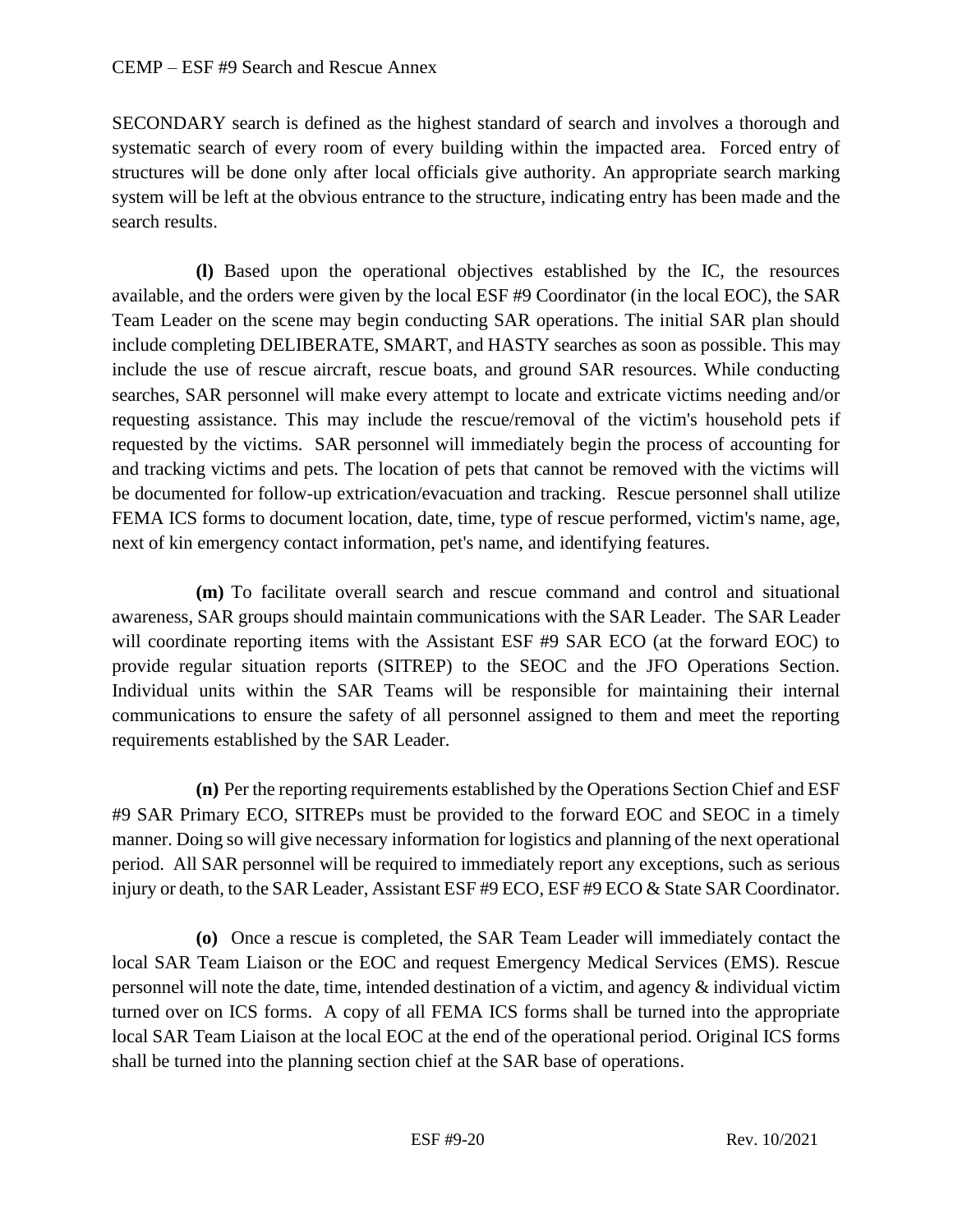SECONDARY search is defined as the highest standard of search and involves a thorough and systematic search of every room of every building within the impacted area. Forced entry of structures will be done only after local officials give authority. An appropriate search marking system will be left at the obvious entrance to the structure, indicating entry has been made and the search results.

**(l)** Based upon the operational objectives established by the IC, the resources available, and the orders were given by the local ESF #9 Coordinator (in the local EOC), the SAR Team Leader on the scene may begin conducting SAR operations. The initial SAR plan should include completing DELIBERATE, SMART, and HASTY searches as soon as possible. This may include the use of rescue aircraft, rescue boats, and ground SAR resources. While conducting searches, SAR personnel will make every attempt to locate and extricate victims needing and/or requesting assistance. This may include the rescue/removal of the victim's household pets if requested by the victims. SAR personnel will immediately begin the process of accounting for and tracking victims and pets. The location of pets that cannot be removed with the victims will be documented for follow-up extrication/evacuation and tracking. Rescue personnel shall utilize FEMA ICS forms to document location, date, time, type of rescue performed, victim's name, age, next of kin emergency contact information, pet's name, and identifying features.

**(m)** To facilitate overall search and rescue command and control and situational awareness, SAR groups should maintain communications with the SAR Leader. The SAR Leader will coordinate reporting items with the Assistant ESF #9 SAR ECO (at the forward EOC) to provide regular situation reports (SITREP) to the SEOC and the JFO Operations Section. Individual units within the SAR Teams will be responsible for maintaining their internal communications to ensure the safety of all personnel assigned to them and meet the reporting requirements established by the SAR Leader.

**(n)** Per the reporting requirements established by the Operations Section Chief and ESF #9 SAR Primary ECO, SITREPs must be provided to the forward EOC and SEOC in a timely manner. Doing so will give necessary information for logistics and planning of the next operational period. All SAR personnel will be required to immediately report any exceptions, such as serious injury or death, to the SAR Leader, Assistant ESF #9 ECO, ESF #9 ECO & State SAR Coordinator.

**(o)** Once a rescue is completed, the SAR Team Leader will immediately contact the local SAR Team Liaison or the EOC and request Emergency Medical Services (EMS). Rescue personnel will note the date, time, intended destination of a victim, and agency & individual victim turned over on ICS forms. A copy of all FEMA ICS forms shall be turned into the appropriate local SAR Team Liaison at the local EOC at the end of the operational period. Original ICS forms shall be turned into the planning section chief at the SAR base of operations.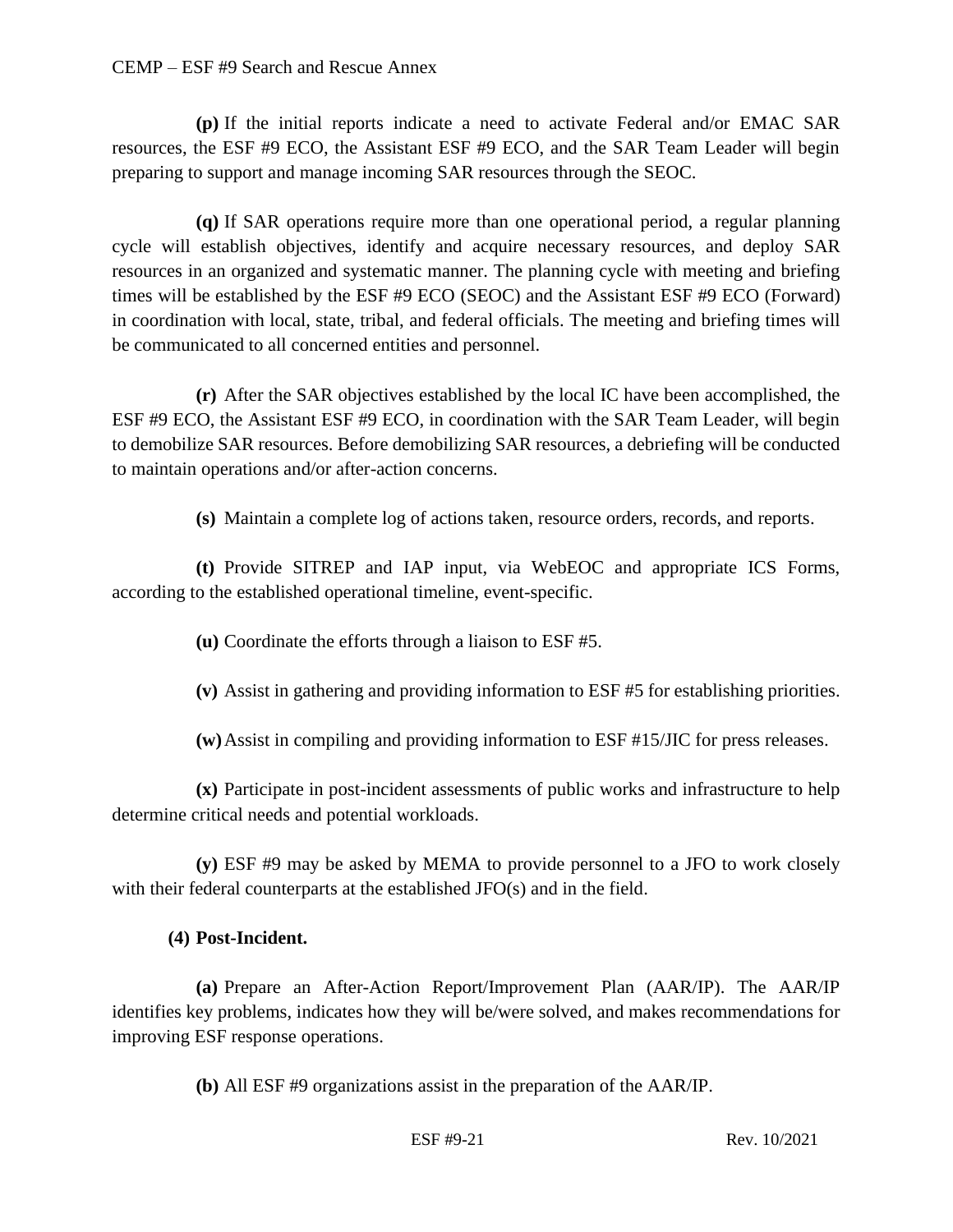**(p)** If the initial reports indicate a need to activate Federal and/or EMAC SAR resources, the ESF #9 ECO, the Assistant ESF #9 ECO, and the SAR Team Leader will begin preparing to support and manage incoming SAR resources through the SEOC.

**(q)** If SAR operations require more than one operational period, a regular planning cycle will establish objectives, identify and acquire necessary resources, and deploy SAR resources in an organized and systematic manner. The planning cycle with meeting and briefing times will be established by the ESF #9 ECO (SEOC) and the Assistant ESF #9 ECO (Forward) in coordination with local, state, tribal, and federal officials. The meeting and briefing times will be communicated to all concerned entities and personnel.

**(r)** After the SAR objectives established by the local IC have been accomplished, the ESF #9 ECO, the Assistant ESF #9 ECO, in coordination with the SAR Team Leader, will begin to demobilize SAR resources. Before demobilizing SAR resources, a debriefing will be conducted to maintain operations and/or after-action concerns.

**(s)** Maintain a complete log of actions taken, resource orders, records, and reports.

**(t)** Provide SITREP and IAP input, via WebEOC and appropriate ICS Forms, according to the established operational timeline, event-specific.

**(u)** Coordinate the efforts through a liaison to ESF #5.

**(v)** Assist in gathering and providing information to ESF #5 for establishing priorities.

**(w)** Assist in compiling and providing information to ESF #15/JIC for press releases.

**(x)** Participate in post-incident assessments of public works and infrastructure to help determine critical needs and potential workloads.

**(y)** ESF #9 may be asked by MEMA to provide personnel to a JFO to work closely with their federal counterparts at the established JFO(s) and in the field.

**(4) Post-Incident.**

**(a)** Prepare an After-Action Report/Improvement Plan (AAR/IP). The AAR/IP identifies key problems, indicates how they will be/were solved, and makes recommendations for improving ESF response operations.

**(b)** All ESF #9 organizations assist in the preparation of the AAR/IP.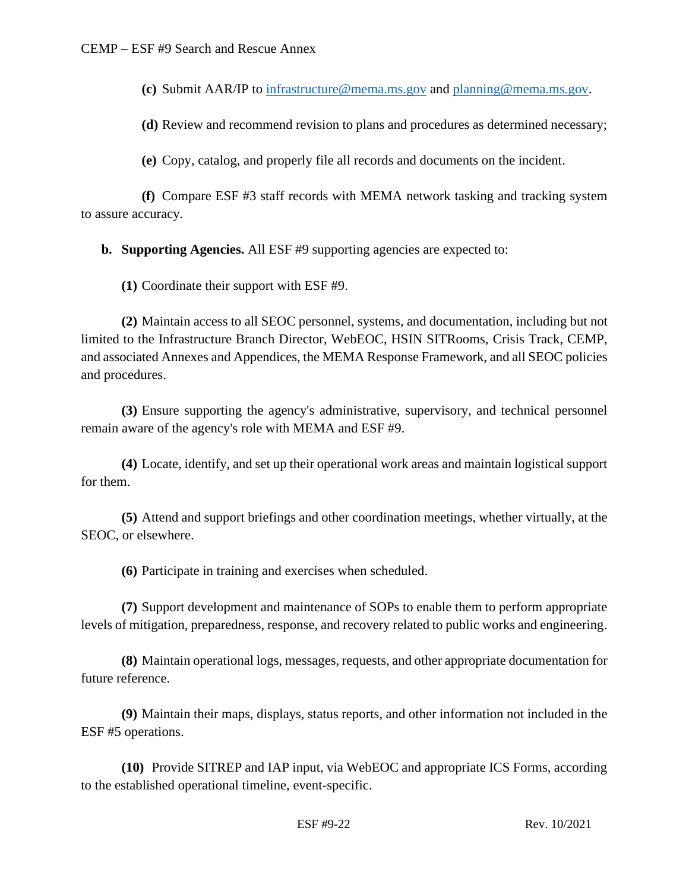**(c)** Submit AAR/IP to infrastructure@mema.ms.gov and planning@mema.ms.gov.

**(d)** Review and recommend revision to plans and procedures as determined necessary;

**(e)** Copy, catalog, and properly file all records and documents on the incident.

**(f)** Compare ESF #3 staff records with MEMA network tasking and tracking system to assure accuracy.

**b. Supporting Agencies.** All ESF #9 supporting agencies are expected to:

**(1)** Coordinate their support with ESF #9.

**(2)** Maintain access to all SEOC personnel, systems, and documentation, including but not limited to the Infrastructure Branch Director, WebEOC, HSIN SITRooms, Crisis Track, CEMP, and associated Annexes and Appendices, the MEMA Response Framework, and all SEOC policies and procedures.

**(3)** Ensure supporting the agency's administrative, supervisory, and technical personnel remain aware of the agency's role with MEMA and ESF #9.

**(4)** Locate, identify, and set up their operational work areas and maintain logistical support for them.

**(5)** Attend and support briefings and other coordination meetings, whether virtually, at the SEOC, or elsewhere.

**(6)** Participate in training and exercises when scheduled.

**(7)** Support development and maintenance of SOPs to enable them to perform appropriate levels of mitigation, preparedness, response, and recovery related to public works and engineering.

**(8)** Maintain operational logs, messages, requests, and other appropriate documentation for future reference.

**(9)** Maintain their maps, displays, status reports, and other information not included in the ESF #5 operations.

**(10)** Provide SITREP and IAP input, via WebEOC and appropriate ICS Forms, according to the established operational timeline, event-specific.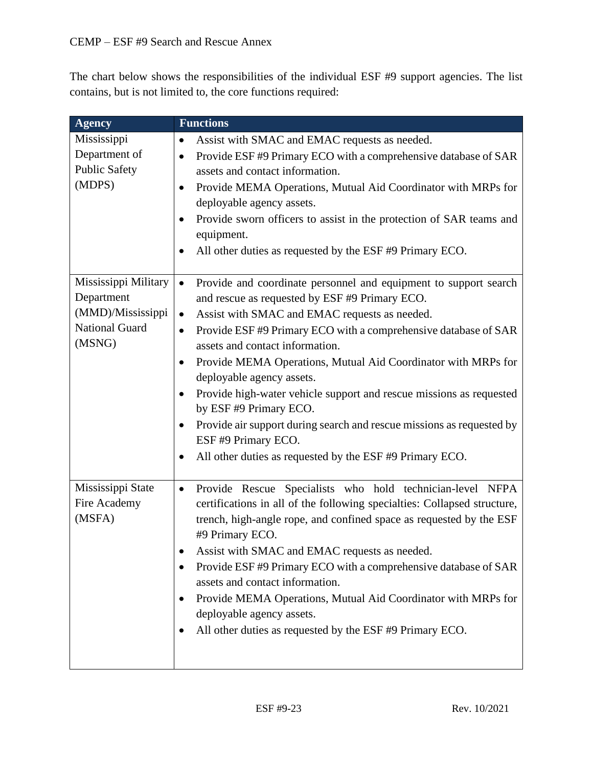The chart below shows the responsibilities of the individual ESF #9 support agencies. The list contains, but is not limited to, the core functions required:

| Agency | Functions |
|---|---|
| Mississippi Department of Public Safety (MDPS) | • Assist with SMAC and EMAC requests as needed.<br>• Provide ESF #9 Primary ECO with a comprehensive database of SAR assets and contact information.<br>• Provide MEMA Operations, Mutual Aid Coordinator with MRPs for deployable agency assets.<br>• Provide sworn officers to assist in the protection of SAR teams and equipment.<br>• All other duties as requested by the ESF #9 Primary ECO. |
| Mississippi Military Department (MMD)/Mississippi National Guard (MSNG) | • Provide and coordinate personnel and equipment to support search and rescue as requested by ESF #9 Primary ECO.<br>• Assist with SMAC and EMAC requests as needed.<br>• Provide ESF #9 Primary ECO with a comprehensive database of SAR assets and contact information.<br>• Provide MEMA Operations, Mutual Aid Coordinator with MRPs for deployable agency assets.<br>• Provide high-water vehicle support and rescue missions as requested by ESF #9 Primary ECO.<br>• Provide air support during search and rescue missions as requested by ESF #9 Primary ECO.<br>• All other duties as requested by the ESF #9 Primary ECO. |
| Mississippi State Fire Academy (MSFA) | • Provide Rescue Specialists who hold technician-level NFPA certifications in all of the following specialties: Collapsed structure, trench, high-angle rope, and confined space as requested by the ESF #9 Primary ECO.<br>• Assist with SMAC and EMAC requests as needed.<br>• Provide ESF #9 Primary ECO with a comprehensive database of SAR assets and contact information.<br>• Provide MEMA Operations, Mutual Aid Coordinator with MRPs for deployable agency assets.<br>• All other duties as requested by the ESF #9 Primary ECO. |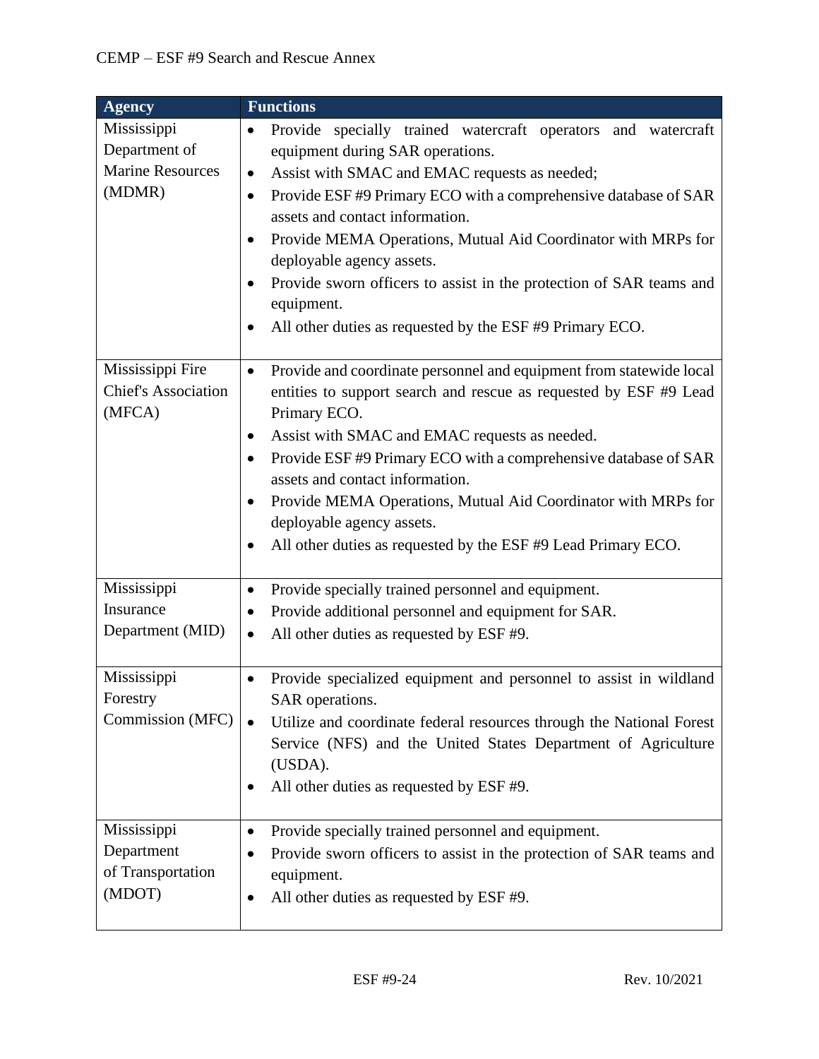| Agency | Functions |
| --- | --- |
| Mississippi Department of Marine Resources (MDMR) | • Provide specially trained watercraft operators and watercraft equipment during SAR operations.<br>• Assist with SMAC and EMAC requests as needed;<br>• Provide ESF #9 Primary ECO with a comprehensive database of SAR assets and contact information.<br>• Provide MEMA Operations, Mutual Aid Coordinator with MRPs for deployable agency assets.<br>• Provide sworn officers to assist in the protection of SAR teams and equipment.<br>• All other duties as requested by the ESF #9 Primary ECO. |
| Mississippi Fire Chief's Association (MFCA) | • Provide and coordinate personnel and equipment from statewide local entities to support search and rescue as requested by ESF #9 Lead Primary ECO.<br>• Assist with SMAC and EMAC requests as needed.<br>• Provide ESF #9 Primary ECO with a comprehensive database of SAR assets and contact information.<br>• Provide MEMA Operations, Mutual Aid Coordinator with MRPs for deployable agency assets.<br>• All other duties as requested by the ESF #9 Lead Primary ECO. |
| Mississippi Insurance Department (MID) | • Provide specially trained personnel and equipment.<br>• Provide additional personnel and equipment for SAR.<br>• All other duties as requested by ESF #9. |
| Mississippi Forestry Commission (MFC) | • Provide specialized equipment and personnel to assist in wildland SAR operations.<br>• Utilize and coordinate federal resources through the National Forest Service (NFS) and the United States Department of Agriculture (USDA).<br>• All other duties as requested by ESF #9. |
| Mississippi Department of Transportation (MDOT) | • Provide specially trained personnel and equipment.<br>• Provide sworn officers to assist in the protection of SAR teams and equipment.<br>• All other duties as requested by ESF #9. |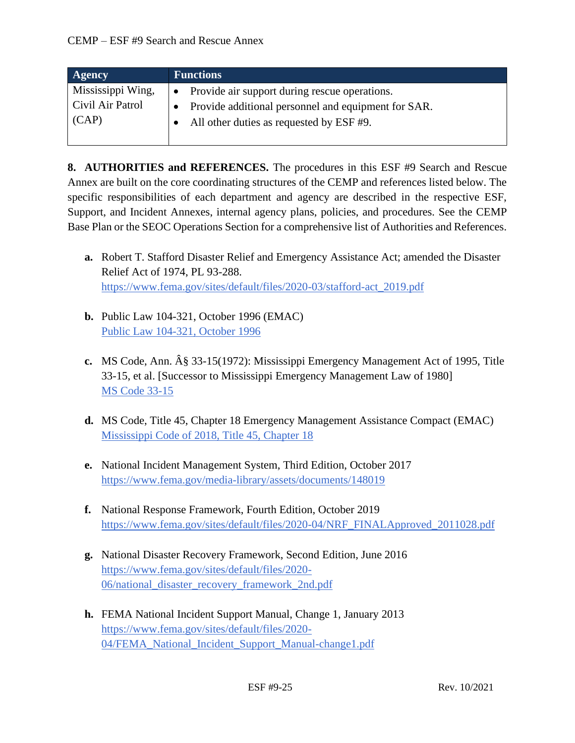| Agency | Functions |
|---|---|
| Mississippi Wing, Civil Air Patrol (CAP) | • Provide air support during rescue operations.<br>• Provide additional personnel and equipment for SAR.<br>• All other duties as requested by ESF #9. |

**8. AUTHORITIES and REFERENCES.** The procedures in this ESF #9 Search and Rescue Annex are built on the core coordinating structures of the CEMP and references listed below. The specific responsibilities of each department and agency are described in the respective ESF, Support, and Incident Annexes, internal agency plans, policies, and procedures. See the CEMP Base Plan or the SEOC Operations Section for a comprehensive list of Authorities and References.

**a.** Robert T. Stafford Disaster Relief and Emergency Assistance Act; amended the Disaster Relief Act of 1974, PL 93-288.
https://www.fema.gov/sites/default/files/2020-03/stafford-act_2019.pdf

**b.** Public Law 104-321, October 1996 (EMAC)
Public Law 104-321, October 1996

**c.** MS Code, Ann. Â§ 33-15(1972): Mississippi Emergency Management Act of 1995, Title 33-15, et al. [Successor to Mississippi Emergency Management Law of 1980]
MS Code 33-15

**d.** MS Code, Title 45, Chapter 18 Emergency Management Assistance Compact (EMAC)
Mississippi Code of 2018, Title 45, Chapter 18

**e.** National Incident Management System, Third Edition, October 2017
https://www.fema.gov/media-library/assets/documents/148019

**f.** National Response Framework, Fourth Edition, October 2019
https://www.fema.gov/sites/default/files/2020-04/NRF_FINALApproved_2011028.pdf

**g.** National Disaster Recovery Framework, Second Edition, June 2016
https://www.fema.gov/sites/default/files/2020-06/national_disaster_recovery_framework_2nd.pdf

**h.** FEMA National Incident Support Manual, Change 1, January 2013
https://www.fema.gov/sites/default/files/2020-04/FEMA_National_Incident_Support_Manual-change1.pdf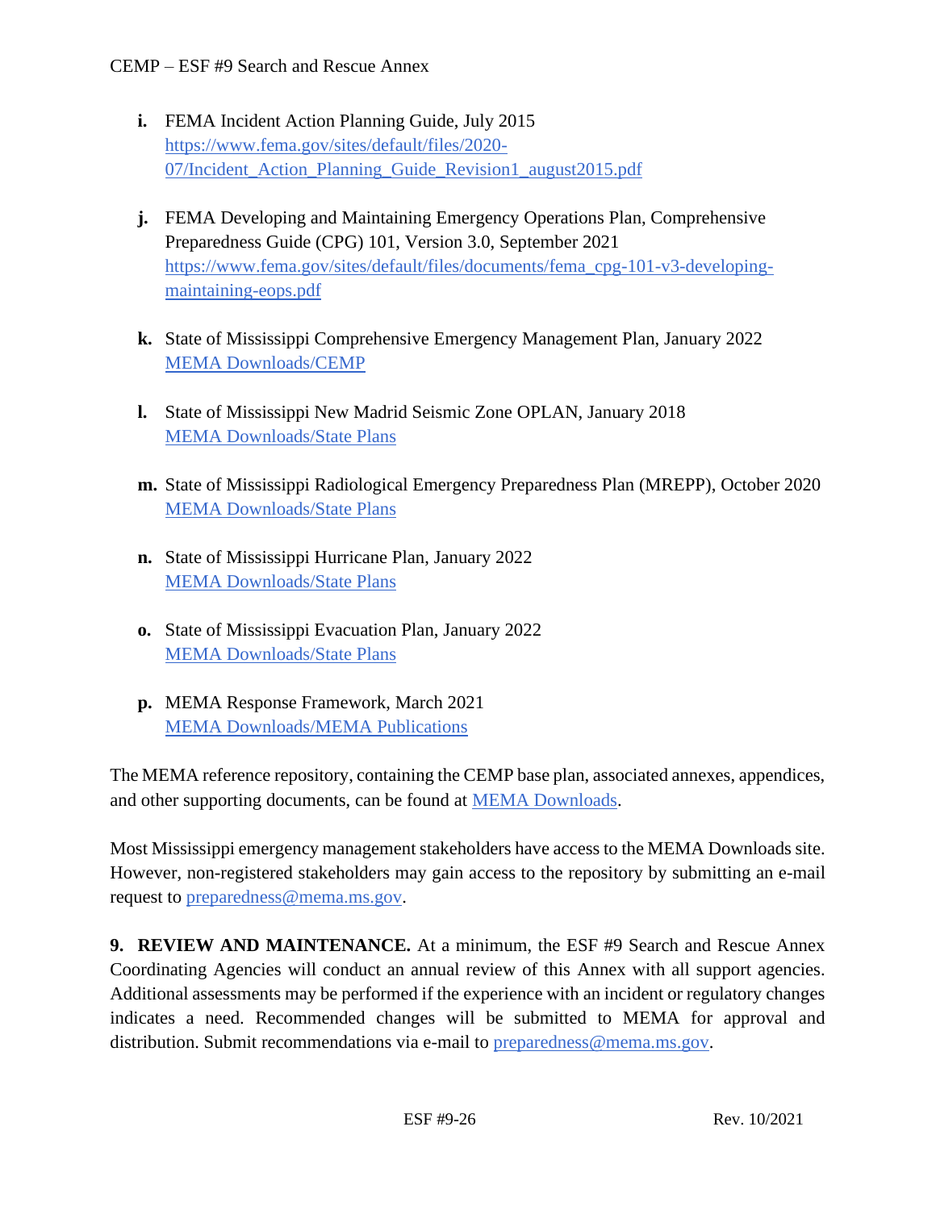i. FEMA Incident Action Planning Guide, July 2015
[https://www.fema.gov/sites/default/files/2020-07/Incident_Action_Planning_Guide_Revision1_august2015.pdf](https://www.fema.gov/sites/default/files/2020-07/Incident_Action_Planning_Guide_Revision1_august2015.pdf)

j. FEMA Developing and Maintaining Emergency Operations Plan, Comprehensive Preparedness Guide (CPG) 101, Version 3.0, September 2021
[https://www.fema.gov/sites/default/files/documents/fema_cpg-101-v3-developing-maintaining-eops.pdf](https://www.fema.gov/sites/default/files/documents/fema_cpg-101-v3-developing-maintaining-eops.pdf)

k. State of Mississippi Comprehensive Emergency Management Plan, January 2022
MEMA Downloads/CEMP

l. State of Mississippi New Madrid Seismic Zone OPLAN, January 2018
MEMA Downloads/State Plans

m. State of Mississippi Radiological Emergency Preparedness Plan (MREPP), October 2020
MEMA Downloads/State Plans

n. State of Mississippi Hurricane Plan, January 2022
MEMA Downloads/State Plans

o. State of Mississippi Evacuation Plan, January 2022
MEMA Downloads/State Plans

p. MEMA Response Framework, March 2021
MEMA Downloads/MEMA Publications

The MEMA reference repository, containing the CEMP base plan, associated annexes, appendices, and other supporting documents, can be found at MEMA Downloads.

Most Mississippi emergency management stakeholders have access to the MEMA Downloads site. However, non-registered stakeholders may gain access to the repository by submitting an e-mail request to preparedness@mema.ms.gov.

**9. REVIEW AND MAINTENANCE.** At a minimum, the ESF #9 Search and Rescue Annex Coordinating Agencies will conduct an annual review of this Annex with all support agencies. Additional assessments may be performed if the experience with an incident or regulatory changes indicates a need. Recommended changes will be submitted to MEMA for approval and distribution. Submit recommendations via e-mail to preparedness@mema.ms.gov.